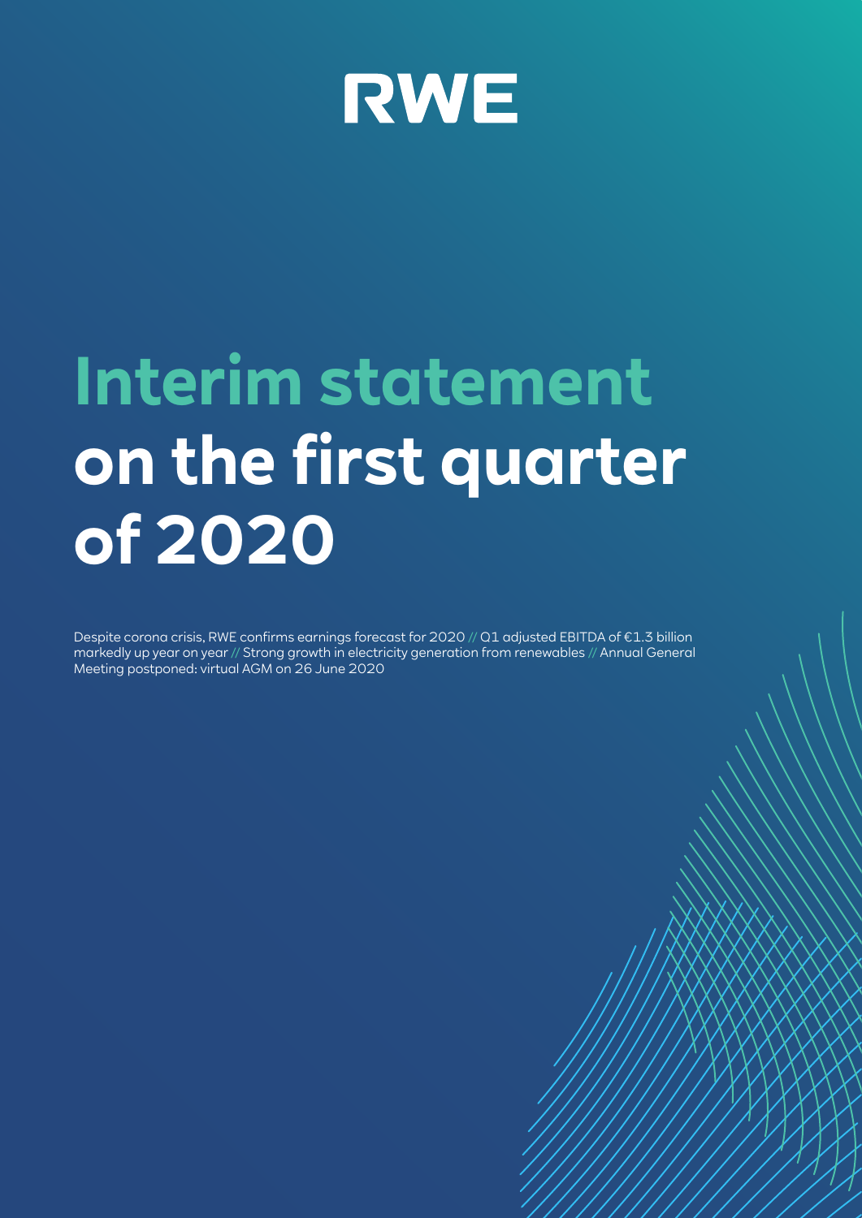RWE

# Interim statement on the first quarter of 2020

Despite corona crisis, RWE confirms earnings forecast for 2020 // Q1 adjusted EBITDA of €1.3 billion markedly up year on year // Strong growth in electricity generation from renewables // Annual General Meeting postponed: virtual AGM on 26 June 2020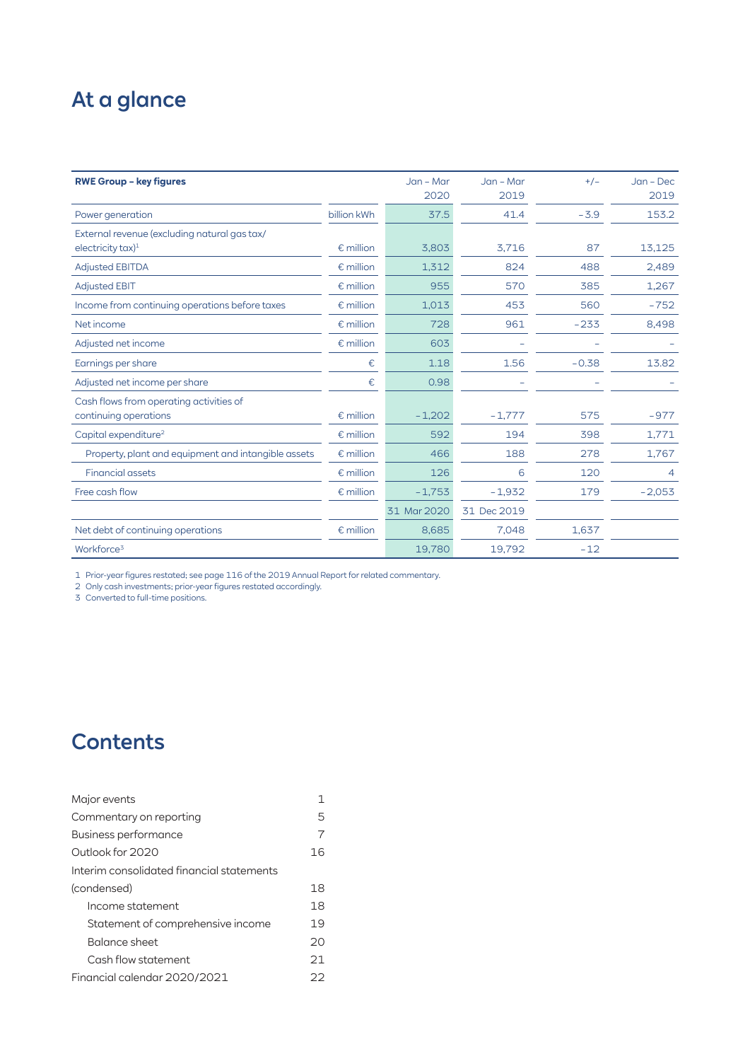# At a glance

| RWE Group – key figures | | Jan – Mar 2020 | Jan – Mar 2019 | +/– | Jan – Dec 2019 |
|---|---|---|---|---|---|
| Power generation | billion kWh | 37.5 | 41.4 | −3.9 | 153.2 |
| External revenue (excluding natural gas tax/ electricity tax)[1] | € million | 3,803 | 3,716 | 87 | 13,125 |
| Adjusted EBITDA | € million | 1,312 | 824 | 488 | 2,489 |
| Adjusted EBIT | € million | 955 | 570 | 385 | 1,267 |
| Income from continuing operations before taxes | € million | 1,013 | 453 | 560 | −752 |
| Net income | € million | 728 | 961 | −233 | 8,498 |
| Adjusted net income | € million | 603 | – | – | – |
| Earnings per share | € | 1.18 | 1.56 | −0.38 | 13.82 |
| Adjusted net income per share | € | 0.98 | – | – | – |
| Cash flows from operating activities of continuing operations | € million | −1,202 | −1,777 | 575 | −977 |
| Capital expenditure[2] | € million | 592 | 194 | 398 | 1,771 |
| Property, plant and equipment and intangible assets | € million | 466 | 188 | 278 | 1,767 |
| Financial assets | € million | 126 | 6 | 120 | 4 |
| Free cash flow | € million | −1,753 | −1,932 | 179 | −2,053 |
| | | 31 Mar 2020 | 31 Dec 2019 | | |
| Net debt of continuing operations | € million | 8,685 | 7,048 | 1,637 | |
| Workforce[3] | | 19,780 | 19,792 | −12 | |

1 Prior-year figures restated; see page 116 of the 2019 Annual Report for related commentary.
2 Only cash investments; prior-year figures restated accordingly.
3 Converted to full-time positions.

# Contents

| | |
|---|---|
| Major events | 1 |
| Commentary on reporting | 5 |
| Business performance | 7 |
| Outlook for 2020 | 16 |
| Interim consolidated financial statements (condensed) | 18 |
| Income statement | 18 |
| Statement of comprehensive income | 19 |
| Balance sheet | 20 |
| Cash flow statement | 21 |
| Financial calendar 2020/2021 | 22 |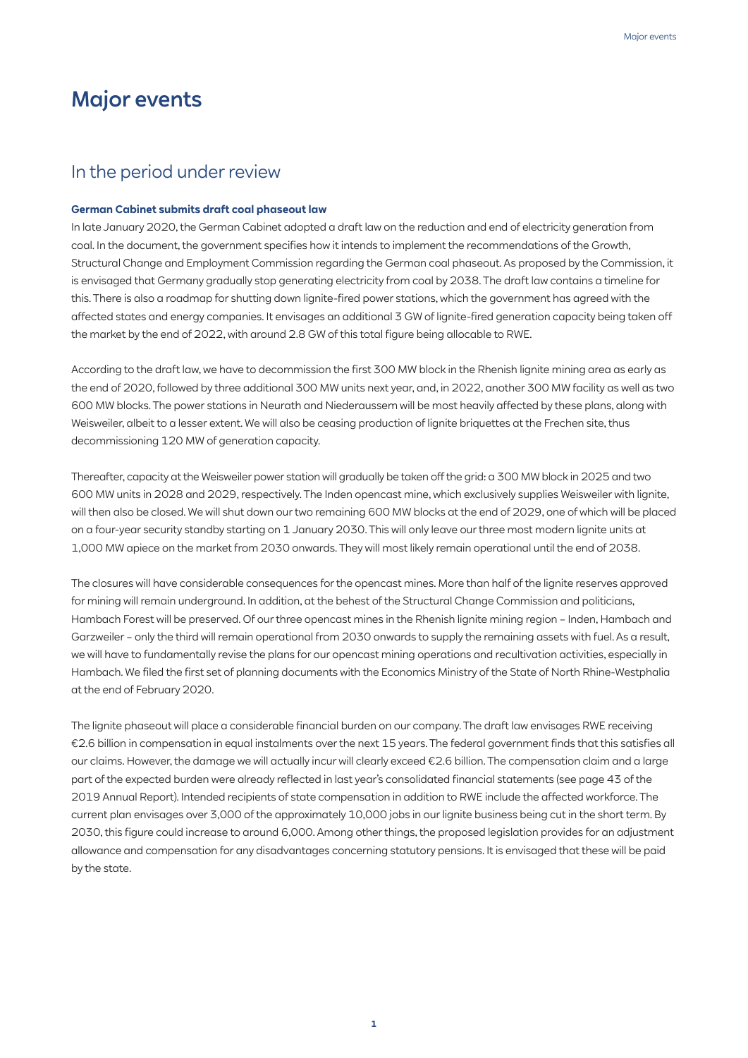# Major events

## In the period under review

### German Cabinet submits draft coal phaseout law

In late January 2020, the German Cabinet adopted a draft law on the reduction and end of electricity generation from coal. In the document, the government specifies how it intends to implement the recommendations of the Growth, Structural Change and Employment Commission regarding the German coal phaseout. As proposed by the Commission, it is envisaged that Germany gradually stop generating electricity from coal by 2038. The draft law contains a timeline for this. There is also a roadmap for shutting down lignite-fired power stations, which the government has agreed with the affected states and energy companies. It envisages an additional 3 GW of lignite-fired generation capacity being taken off the market by the end of 2022, with around 2.8 GW of this total figure being allocable to RWE.

According to the draft law, we have to decommission the first 300 MW block in the Rhenish lignite mining area as early as the end of 2020, followed by three additional 300 MW units next year, and, in 2022, another 300 MW facility as well as two 600 MW blocks. The power stations in Neurath and Niederaussem will be most heavily affected by these plans, along with Weisweiler, albeit to a lesser extent. We will also be ceasing production of lignite briquettes at the Frechen site, thus decommissioning 120 MW of generation capacity.

Thereafter, capacity at the Weisweiler power station will gradually be taken off the grid: a 300 MW block in 2025 and two 600 MW units in 2028 and 2029, respectively. The Inden opencast mine, which exclusively supplies Weisweiler with lignite, will then also be closed. We will shut down our two remaining 600 MW blocks at the end of 2029, one of which will be placed on a four-year security standby starting on 1 January 2030. This will only leave our three most modern lignite units at 1,000 MW apiece on the market from 2030 onwards. They will most likely remain operational until the end of 2038.

The closures will have considerable consequences for the opencast mines. More than half of the lignite reserves approved for mining will remain underground. In addition, at the behest of the Structural Change Commission and politicians, Hambach Forest will be preserved. Of our three opencast mines in the Rhenish lignite mining region – Inden, Hambach and Garzweiler – only the third will remain operational from 2030 onwards to supply the remaining assets with fuel. As a result, we will have to fundamentally revise the plans for our opencast mining operations and recultivation activities, especially in Hambach. We filed the first set of planning documents with the Economics Ministry of the State of North Rhine-Westphalia at the end of February 2020.

The lignite phaseout will place a considerable financial burden on our company. The draft law envisages RWE receiving €2.6 billion in compensation in equal instalments over the next 15 years. The federal government finds that this satisfies all our claims. However, the damage we will actually incur will clearly exceed €2.6 billion. The compensation claim and a large part of the expected burden were already reflected in last year's consolidated financial statements (see page 43 of the 2019 Annual Report). Intended recipients of state compensation in addition to RWE include the affected workforce. The current plan envisages over 3,000 of the approximately 10,000 jobs in our lignite business being cut in the short term. By 2030, this figure could increase to around 6,000. Among other things, the proposed legislation provides for an adjustment allowance and compensation for any disadvantages concerning statutory pensions. It is envisaged that these will be paid by the state.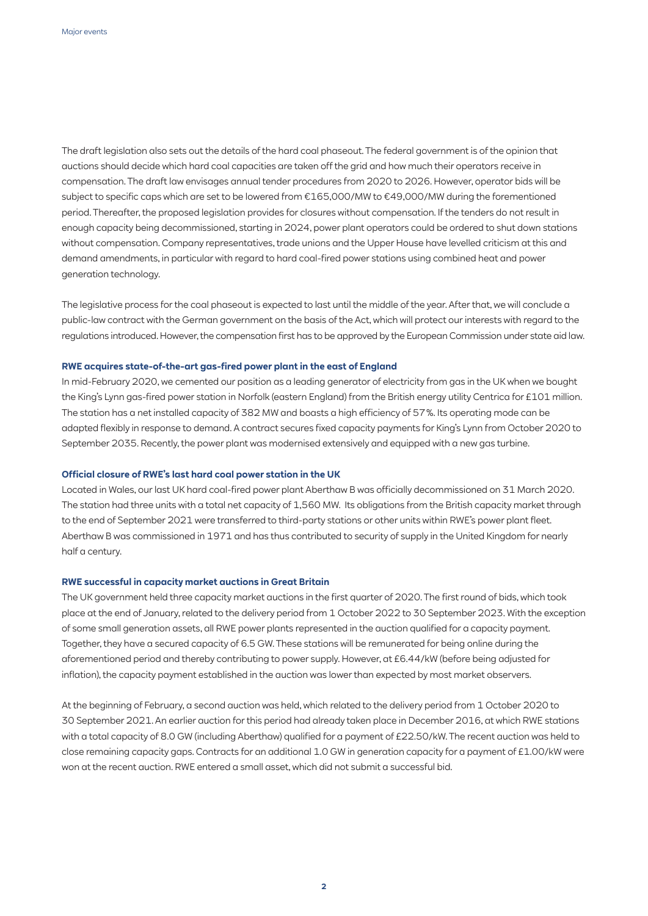The draft legislation also sets out the details of the hard coal phaseout. The federal government is of the opinion that auctions should decide which hard coal capacities are taken off the grid and how much their operators receive in compensation. The draft law envisages annual tender procedures from 2020 to 2026. However, operator bids will be subject to specific caps which are set to be lowered from €165,000/MW to €49,000/MW during the forementioned period. Thereafter, the proposed legislation provides for closures without compensation. If the tenders do not result in enough capacity being decommissioned, starting in 2024, power plant operators could be ordered to shut down stations without compensation. Company representatives, trade unions and the Upper House have levelled criticism at this and demand amendments, in particular with regard to hard coal-fired power stations using combined heat and power generation technology.

The legislative process for the coal phaseout is expected to last until the middle of the year. After that, we will conclude a public-law contract with the German government on the basis of the Act, which will protect our interests with regard to the regulations introduced. However, the compensation first has to be approved by the European Commission under state aid law.

**RWE acquires state-of-the-art gas-fired power plant in the east of England**

In mid-February 2020, we cemented our position as a leading generator of electricity from gas in the UK when we bought the King's Lynn gas-fired power station in Norfolk (eastern England) from the British energy utility Centrica for £101 million. The station has a net installed capacity of 382 MW and boasts a high efficiency of 57%. Its operating mode can be adapted flexibly in response to demand. A contract secures fixed capacity payments for King's Lynn from October 2020 to September 2035. Recently, the power plant was modernised extensively and equipped with a new gas turbine.

**Official closure of RWE's last hard coal power station in the UK**

Located in Wales, our last UK hard coal-fired power plant Aberthaw B was officially decommissioned on 31 March 2020. The station had three units with a total net capacity of 1,560 MW. Its obligations from the British capacity market through to the end of September 2021 were transferred to third-party stations or other units within RWE's power plant fleet. Aberthaw B was commissioned in 1971 and has thus contributed to security of supply in the United Kingdom for nearly half a century.

**RWE successful in capacity market auctions in Great Britain**

The UK government held three capacity market auctions in the first quarter of 2020. The first round of bids, which took place at the end of January, related to the delivery period from 1 October 2022 to 30 September 2023. With the exception of some small generation assets, all RWE power plants represented in the auction qualified for a capacity payment. Together, they have a secured capacity of 6.5 GW. These stations will be remunerated for being online during the aforementioned period and thereby contributing to power supply. However, at £6.44/kW (before being adjusted for inflation), the capacity payment established in the auction was lower than expected by most market observers.

At the beginning of February, a second auction was held, which related to the delivery period from 1 October 2020 to 30 September 2021. An earlier auction for this period had already taken place in December 2016, at which RWE stations with a total capacity of 8.0 GW (including Aberthaw) qualified for a payment of £22.50/kW. The recent auction was held to close remaining capacity gaps. Contracts for an additional 1.0 GW in generation capacity for a payment of £1.00/kW were won at the recent auction. RWE entered a small asset, which did not submit a successful bid.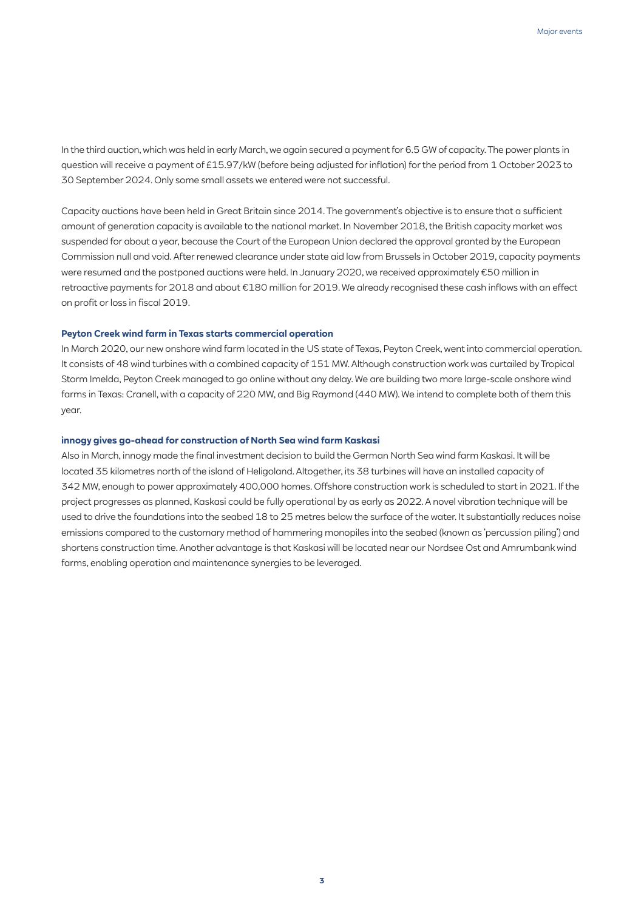In the third auction, which was held in early March, we again secured a payment for 6.5 GW of capacity. The power plants in question will receive a payment of £15.97/kW (before being adjusted for inflation) for the period from 1 October 2023 to 30 September 2024. Only some small assets we entered were not successful.

Capacity auctions have been held in Great Britain since 2014. The government's objective is to ensure that a sufficient amount of generation capacity is available to the national market. In November 2018, the British capacity market was suspended for about a year, because the Court of the European Union declared the approval granted by the European Commission null and void. After renewed clearance under state aid law from Brussels in October 2019, capacity payments were resumed and the postponed auctions were held. In January 2020, we received approximately €50 million in retroactive payments for 2018 and about €180 million for 2019. We already recognised these cash inflows with an effect on profit or loss in fiscal 2019.

### Peyton Creek wind farm in Texas starts commercial operation

In March 2020, our new onshore wind farm located in the US state of Texas, Peyton Creek, went into commercial operation. It consists of 48 wind turbines with a combined capacity of 151 MW. Although construction work was curtailed by Tropical Storm Imelda, Peyton Creek managed to go online without any delay. We are building two more large-scale onshore wind farms in Texas: Cranell, with a capacity of 220 MW, and Big Raymond (440 MW). We intend to complete both of them this year.

### innogy gives go-ahead for construction of North Sea wind farm Kaskasi

Also in March, innogy made the final investment decision to build the German North Sea wind farm Kaskasi. It will be located 35 kilometres north of the island of Heligoland. Altogether, its 38 turbines will have an installed capacity of 342 MW, enough to power approximately 400,000 homes. Offshore construction work is scheduled to start in 2021. If the project progresses as planned, Kaskasi could be fully operational by as early as 2022. A novel vibration technique will be used to drive the foundations into the seabed 18 to 25 metres below the surface of the water. It substantially reduces noise emissions compared to the customary method of hammering monopiles into the seabed (known as 'percussion piling') and shortens construction time. Another advantage is that Kaskasi will be located near our Nordsee Ost and Amrumbank wind farms, enabling operation and maintenance synergies to be leveraged.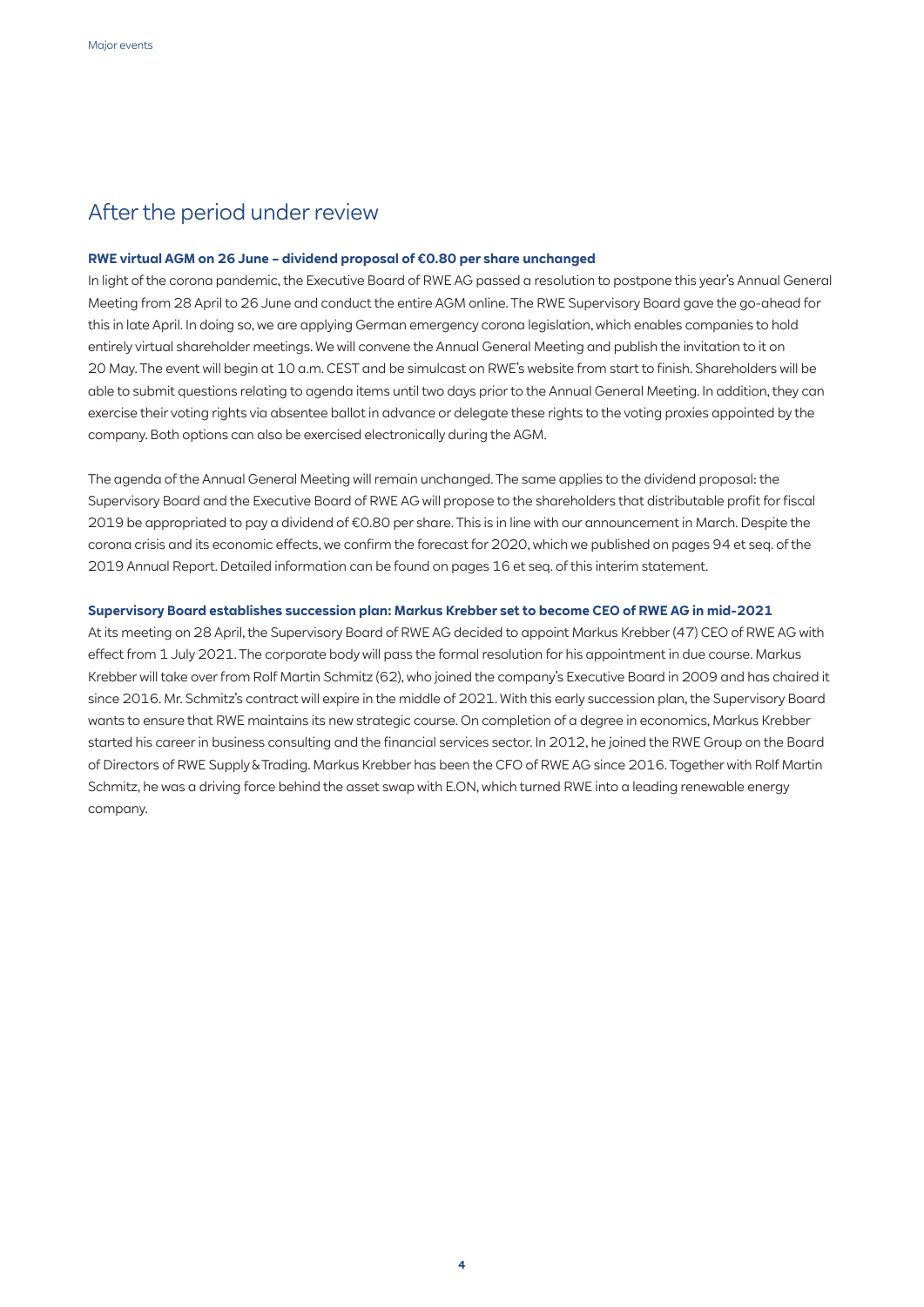## After the period under review

**RWE virtual AGM on 26 June – dividend proposal of €0.80 per share unchanged**

In light of the corona pandemic, the Executive Board of RWE AG passed a resolution to postpone this year's Annual General Meeting from 28 April to 26 June and conduct the entire AGM online. The RWE Supervisory Board gave the go-ahead for this in late April. In doing so, we are applying German emergency corona legislation, which enables companies to hold entirely virtual shareholder meetings. We will convene the Annual General Meeting and publish the invitation to it on 20 May. The event will begin at 10 a.m. CEST and be simulcast on RWE's website from start to finish. Shareholders will be able to submit questions relating to agenda items until two days prior to the Annual General Meeting. In addition, they can exercise their voting rights via absentee ballot in advance or delegate these rights to the voting proxies appointed by the company. Both options can also be exercised electronically during the AGM.

The agenda of the Annual General Meeting will remain unchanged. The same applies to the dividend proposal: the Supervisory Board and the Executive Board of RWE AG will propose to the shareholders that distributable profit for fiscal 2019 be appropriated to pay a dividend of €0.80 per share. This is in line with our announcement in March. Despite the corona crisis and its economic effects, we confirm the forecast for 2020, which we published on pages 94 et seq. of the 2019 Annual Report. Detailed information can be found on pages 16 et seq. of this interim statement.

**Supervisory Board establishes succession plan: Markus Krebber set to become CEO of RWE AG in mid-2021**

At its meeting on 28 April, the Supervisory Board of RWE AG decided to appoint Markus Krebber (47) CEO of RWE AG with effect from 1 July 2021. The corporate body will pass the formal resolution for his appointment in due course. Markus Krebber will take over from Rolf Martin Schmitz (62), who joined the company's Executive Board in 2009 and has chaired it since 2016. Mr. Schmitz's contract will expire in the middle of 2021. With this early succession plan, the Supervisory Board wants to ensure that RWE maintains its new strategic course. On completion of a degree in economics, Markus Krebber started his career in business consulting and the financial services sector. In 2012, he joined the RWE Group on the Board of Directors of RWE Supply & Trading. Markus Krebber has been the CFO of RWE AG since 2016. Together with Rolf Martin Schmitz, he was a driving force behind the asset swap with E.ON, which turned RWE into a leading renewable energy company.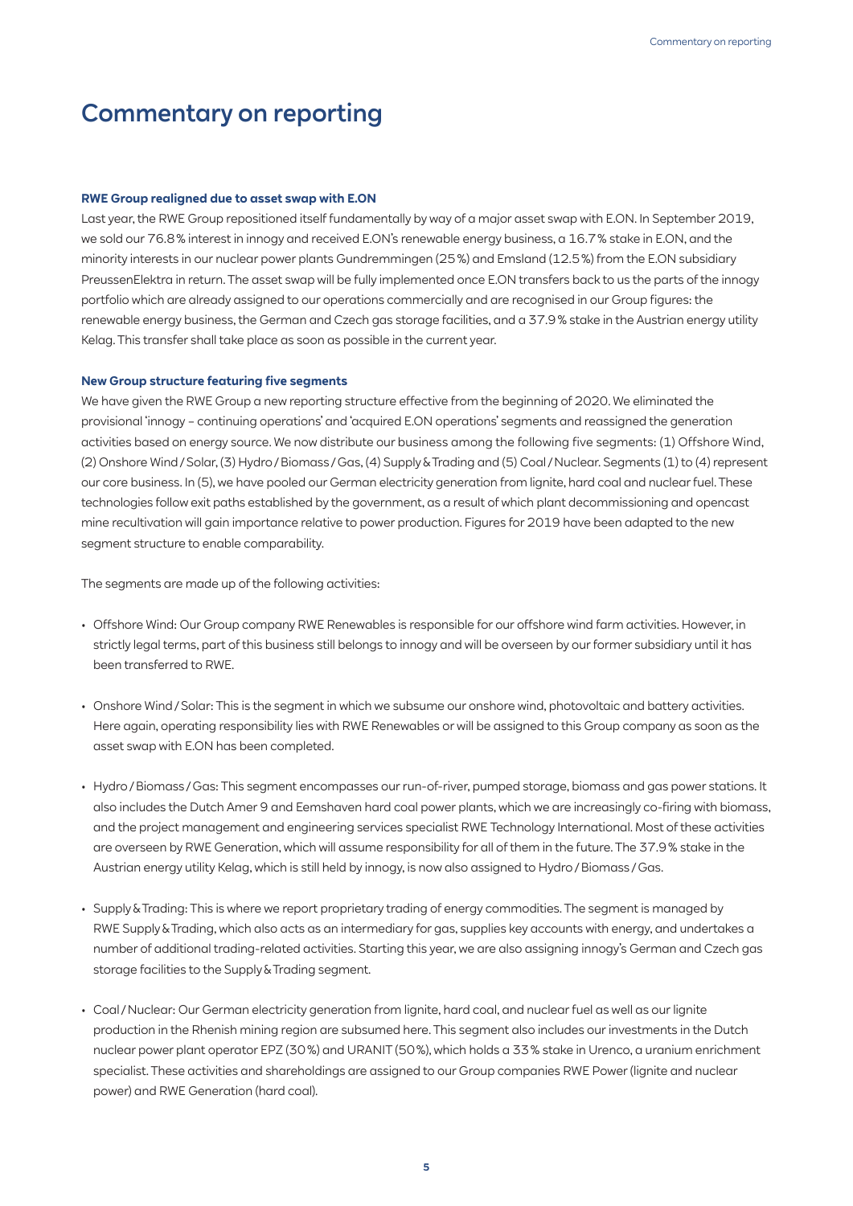# Commentary on reporting

**RWE Group realigned due to asset swap with E.ON**

Last year, the RWE Group repositioned itself fundamentally by way of a major asset swap with E.ON. In September 2019, we sold our 76.8 % interest in innogy and received E.ON's renewable energy business, a 16.7 % stake in E.ON, and the minority interests in our nuclear power plants Gundremmingen (25 %) and Emsland (12.5 %) from the E.ON subsidiary PreussenElektra in return. The asset swap will be fully implemented once E.ON transfers back to us the parts of the innogy portfolio which are already assigned to our operations commercially and are recognised in our Group figures: the renewable energy business, the German and Czech gas storage facilities, and a 37.9 % stake in the Austrian energy utility Kelag. This transfer shall take place as soon as possible in the current year.

**New Group structure featuring five segments**

We have given the RWE Group a new reporting structure effective from the beginning of 2020. We eliminated the provisional 'innogy – continuing operations' and 'acquired E.ON operations' segments and reassigned the generation activities based on energy source. We now distribute our business among the following five segments: (1) Offshore Wind, (2) Onshore Wind / Solar, (3) Hydro / Biomass / Gas, (4) Supply & Trading and (5) Coal / Nuclear. Segments (1) to (4) represent our core business. In (5), we have pooled our German electricity generation from lignite, hard coal and nuclear fuel. These technologies follow exit paths established by the government, as a result of which plant decommissioning and opencast mine recultivation will gain importance relative to power production. Figures for 2019 have been adapted to the new segment structure to enable comparability.

The segments are made up of the following activities:

- Offshore Wind: Our Group company RWE Renewables is responsible for our offshore wind farm activities. However, in strictly legal terms, part of this business still belongs to innogy and will be overseen by our former subsidiary until it has been transferred to RWE.
- Onshore Wind / Solar: This is the segment in which we subsume our onshore wind, photovoltaic and battery activities. Here again, operating responsibility lies with RWE Renewables or will be assigned to this Group company as soon as the asset swap with E.ON has been completed.
- Hydro / Biomass / Gas: This segment encompasses our run-of-river, pumped storage, biomass and gas power stations. It also includes the Dutch Amer 9 and Eemshaven hard coal power plants, which we are increasingly co-firing with biomass, and the project management and engineering services specialist RWE Technology International. Most of these activities are overseen by RWE Generation, which will assume responsibility for all of them in the future. The 37.9 % stake in the Austrian energy utility Kelag, which is still held by innogy, is now also assigned to Hydro / Biomass / Gas.
- Supply & Trading: This is where we report proprietary trading of energy commodities. The segment is managed by RWE Supply & Trading, which also acts as an intermediary for gas, supplies key accounts with energy, and undertakes a number of additional trading-related activities. Starting this year, we are also assigning innogy's German and Czech gas storage facilities to the Supply & Trading segment.
- Coal / Nuclear: Our German electricity generation from lignite, hard coal, and nuclear fuel as well as our lignite production in the Rhenish mining region are subsumed here. This segment also includes our investments in the Dutch nuclear power plant operator EPZ (30 %) and URANIT (50 %), which holds a 33 % stake in Urenco, a uranium enrichment specialist. These activities and shareholdings are assigned to our Group companies RWE Power (lignite and nuclear power) and RWE Generation (hard coal).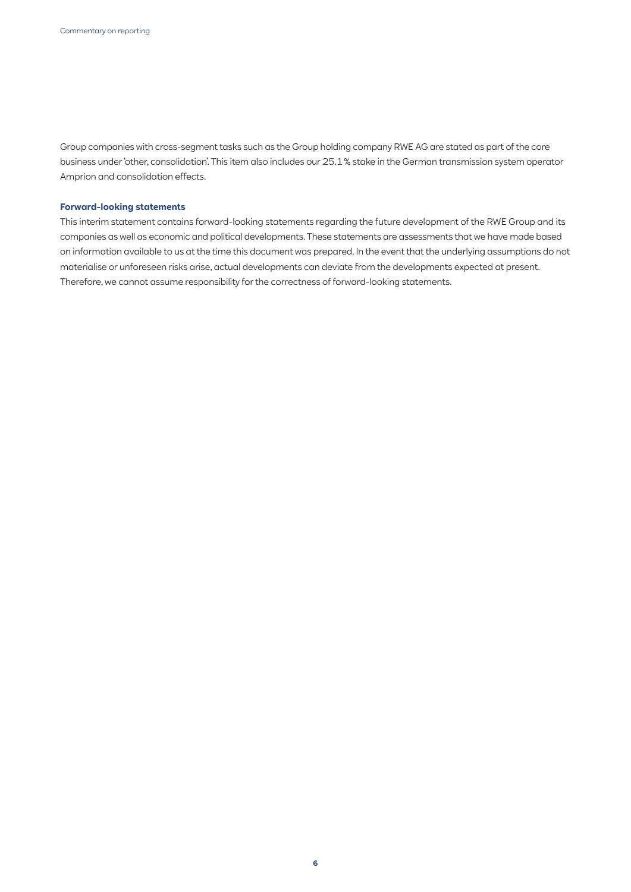Group companies with cross-segment tasks such as the Group holding company RWE AG are stated as part of the core business under 'other, consolidation'. This item also includes our 25.1 % stake in the German transmission system operator Amprion and consolidation effects.

**Forward-looking statements**

This interim statement contains forward-looking statements regarding the future development of the RWE Group and its companies as well as economic and political developments. These statements are assessments that we have made based on information available to us at the time this document was prepared. In the event that the underlying assumptions do not materialise or unforeseen risks arise, actual developments can deviate from the developments expected at present. Therefore, we cannot assume responsibility for the correctness of forward-looking statements.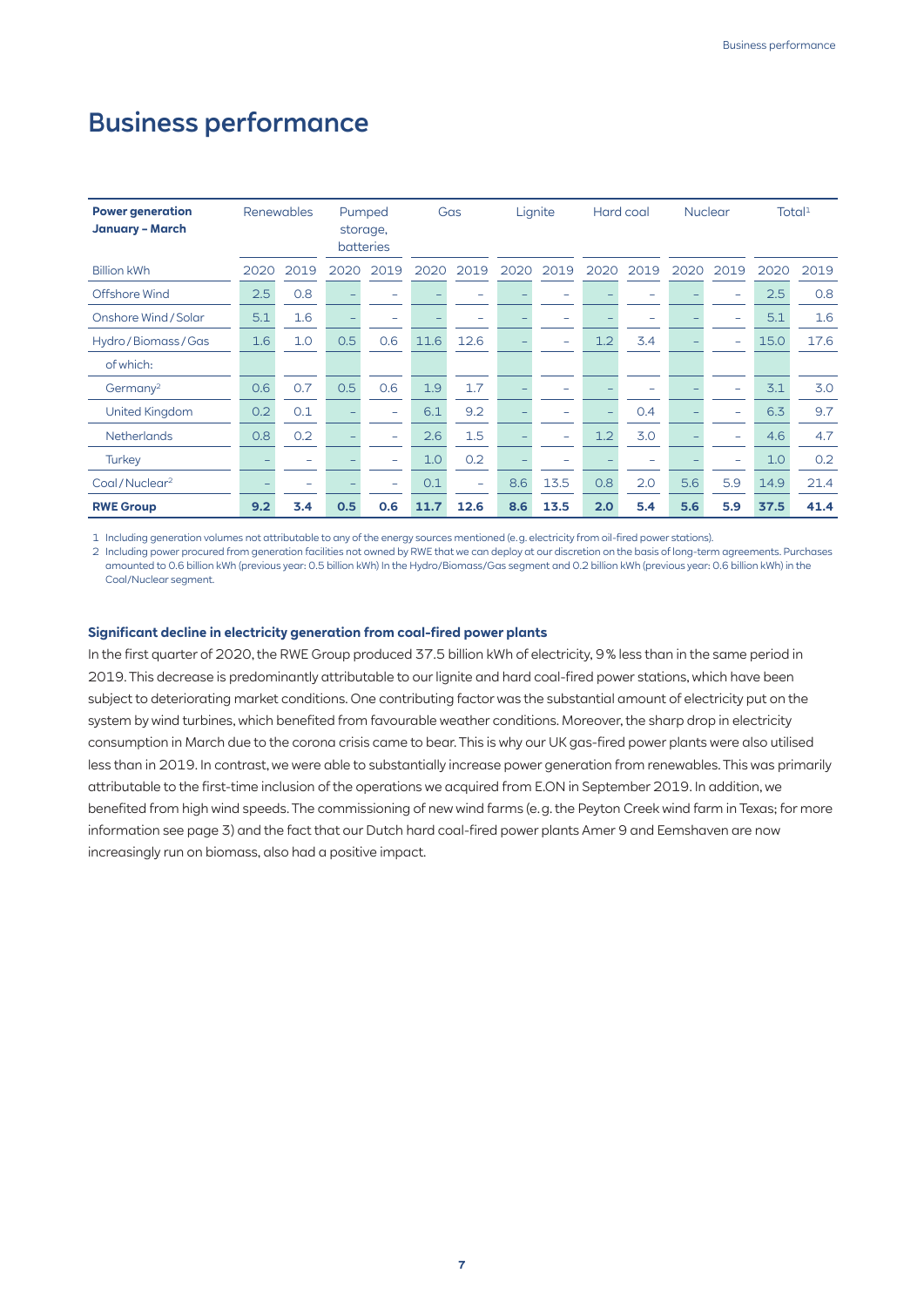# Business performance

| Power generation January – March | Renewables | | Pumped storage, batteries | | Gas | | Lignite | | Hard coal | | Nuclear | | Total[1] | |
|---|---|---|---|---|---|---|---|---|---|---|---|---|---|---|
| Billion kWh | 2020 | 2019 | 2020 | 2019 | 2020 | 2019 | 2020 | 2019 | 2020 | 2019 | 2020 | 2019 | 2020 | 2019 |
| Offshore Wind | 2.5 | 0.8 | – | – | – | – | – | – | – | – | – | – | 2.5 | 0.8 |
| Onshore Wind / Solar | 5.1 | 1.6 | – | – | – | – | – | – | – | – | – | – | 5.1 | 1.6 |
| Hydro / Biomass / Gas | 1.6 | 1.0 | 0.5 | 0.6 | 11.6 | 12.6 | – | – | 1.2 | 3.4 | – | – | 15.0 | 17.6 |
| of which: | | | | | | | | | | | | | | |
| Germany[2] | 0.6 | 0.7 | 0.5 | 0.6 | 1.9 | 1.7 | – | – | – | – | – | – | 3.1 | 3.0 |
| United Kingdom | 0.2 | 0.1 | – | – | 6.1 | 9.2 | – | – | – | 0.4 | – | – | 6.3 | 9.7 |
| Netherlands | 0.8 | 0.2 | – | – | 2.6 | 1.5 | – | – | 1.2 | 3.0 | – | – | 4.6 | 4.7 |
| Turkey | – | – | – | – | 1.0 | 0.2 | – | – | – | – | – | – | 1.0 | 0.2 |
| Coal / Nuclear[2] | – | – | – | – | 0.1 | – | 8.6 | 13.5 | 0.8 | 2.0 | 5.6 | 5.9 | 14.9 | 21.4 |
| **RWE Group** | **9.2** | **3.4** | **0.5** | **0.6** | **11.7** | **12.6** | **8.6** | **13.5** | **2.0** | **5.4** | **5.6** | **5.9** | **37.5** | **41.4** |

1 Including generation volumes not attributable to any of the energy sources mentioned (e.g. electricity from oil-fired power stations).
2 Including power procured from generation facilities not owned by RWE that we can deploy at our discretion on the basis of long-term agreements. Purchases amounted to 0.6 billion kWh (previous year: 0.5 billion kWh) In the Hydro/Biomass/Gas segment and 0.2 billion kWh (previous year: 0.6 billion kWh) in the Coal/Nuclear segment.

**Significant decline in electricity generation from coal-fired power plants**

In the first quarter of 2020, the RWE Group produced 37.5 billion kWh of electricity, 9 % less than in the same period in 2019. This decrease is predominantly attributable to our lignite and hard coal-fired power stations, which have been subject to deteriorating market conditions. One contributing factor was the substantial amount of electricity put on the system by wind turbines, which benefited from favourable weather conditions. Moreover, the sharp drop in electricity consumption in March due to the corona crisis came to bear. This is why our UK gas-fired power plants were also utilised less than in 2019. In contrast, we were able to substantially increase power generation from renewables. This was primarily attributable to the first-time inclusion of the operations we acquired from E.ON in September 2019. In addition, we benefited from high wind speeds. The commissioning of new wind farms (e.g. the Peyton Creek wind farm in Texas; for more information see page 3) and the fact that our Dutch hard coal-fired power plants Amer 9 and Eemshaven are now increasingly run on biomass, also had a positive impact.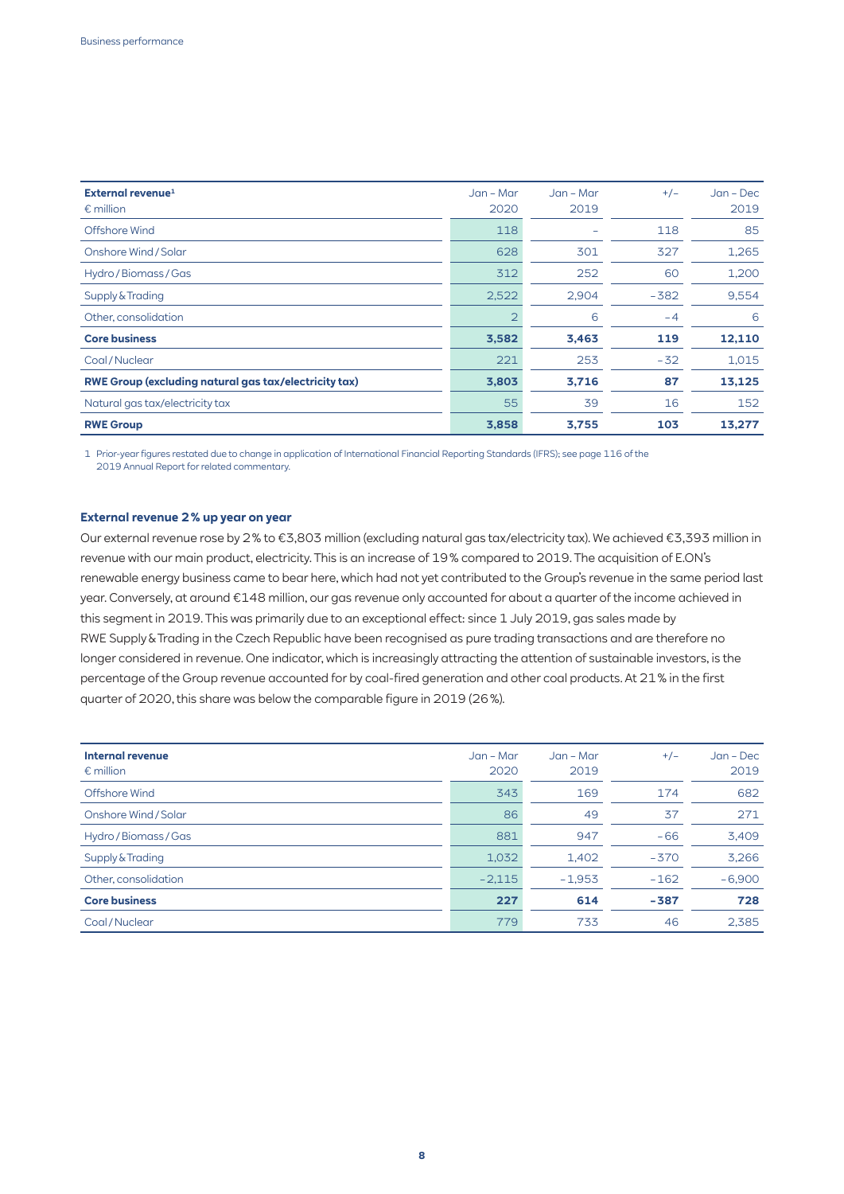| External revenue[1]<br>€ million | Jan – Mar 2020 | Jan – Mar 2019 | +/– | Jan – Dec 2019 |
|---|---|---|---|---|
| Offshore Wind | 118 | – | 118 | 85 |
| Onshore Wind / Solar | 628 | 301 | 327 | 1,265 |
| Hydro / Biomass / Gas | 312 | 252 | 60 | 1,200 |
| Supply & Trading | 2,522 | 2,904 | −382 | 9,554 |
| Other, consolidation | 2 | 6 | −4 | 6 |
| **Core business** | **3,582** | **3,463** | **119** | **12,110** |
| Coal / Nuclear | 221 | 253 | −32 | 1,015 |
| **RWE Group (excluding natural gas tax/electricity tax)** | **3,803** | **3,716** | **87** | **13,125** |
| Natural gas tax/electricity tax | 55 | 39 | 16 | 152 |
| **RWE Group** | **3,858** | **3,755** | **103** | **13,277** |

1 Prior-year figures restated due to change in application of International Financial Reporting Standards (IFRS); see page 116 of the 2019 Annual Report for related commentary.

### External revenue 2 % up year on year

Our external revenue rose by 2 % to €3,803 million (excluding natural gas tax/electricity tax). We achieved €3,393 million in revenue with our main product, electricity. This is an increase of 19 % compared to 2019. The acquisition of E.ON's renewable energy business came to bear here, which had not yet contributed to the Group's revenue in the same period last year. Conversely, at around €148 million, our gas revenue only accounted for about a quarter of the income achieved in this segment in 2019. This was primarily due to an exceptional effect: since 1 July 2019, gas sales made by RWE Supply & Trading in the Czech Republic have been recognised as pure trading transactions and are therefore no longer considered in revenue. One indicator, which is increasingly attracting the attention of sustainable investors, is the percentage of the Group revenue accounted for by coal-fired generation and other coal products. At 21 % in the first quarter of 2020, this share was below the comparable figure in 2019 (26 %).

| Internal revenue<br>€ million | Jan – Mar 2020 | Jan – Mar 2019 | +/– | Jan – Dec 2019 |
|---|---|---|---|---|
| Offshore Wind | 343 | 169 | 174 | 682 |
| Onshore Wind / Solar | 86 | 49 | 37 | 271 |
| Hydro / Biomass / Gas | 881 | 947 | −66 | 3,409 |
| Supply & Trading | 1,032 | 1,402 | −370 | 3,266 |
| Other, consolidation | −2,115 | −1,953 | −162 | −6,900 |
| **Core business** | **227** | **614** | **−387** | **728** |
| Coal / Nuclear | 779 | 733 | 46 | 2,385 |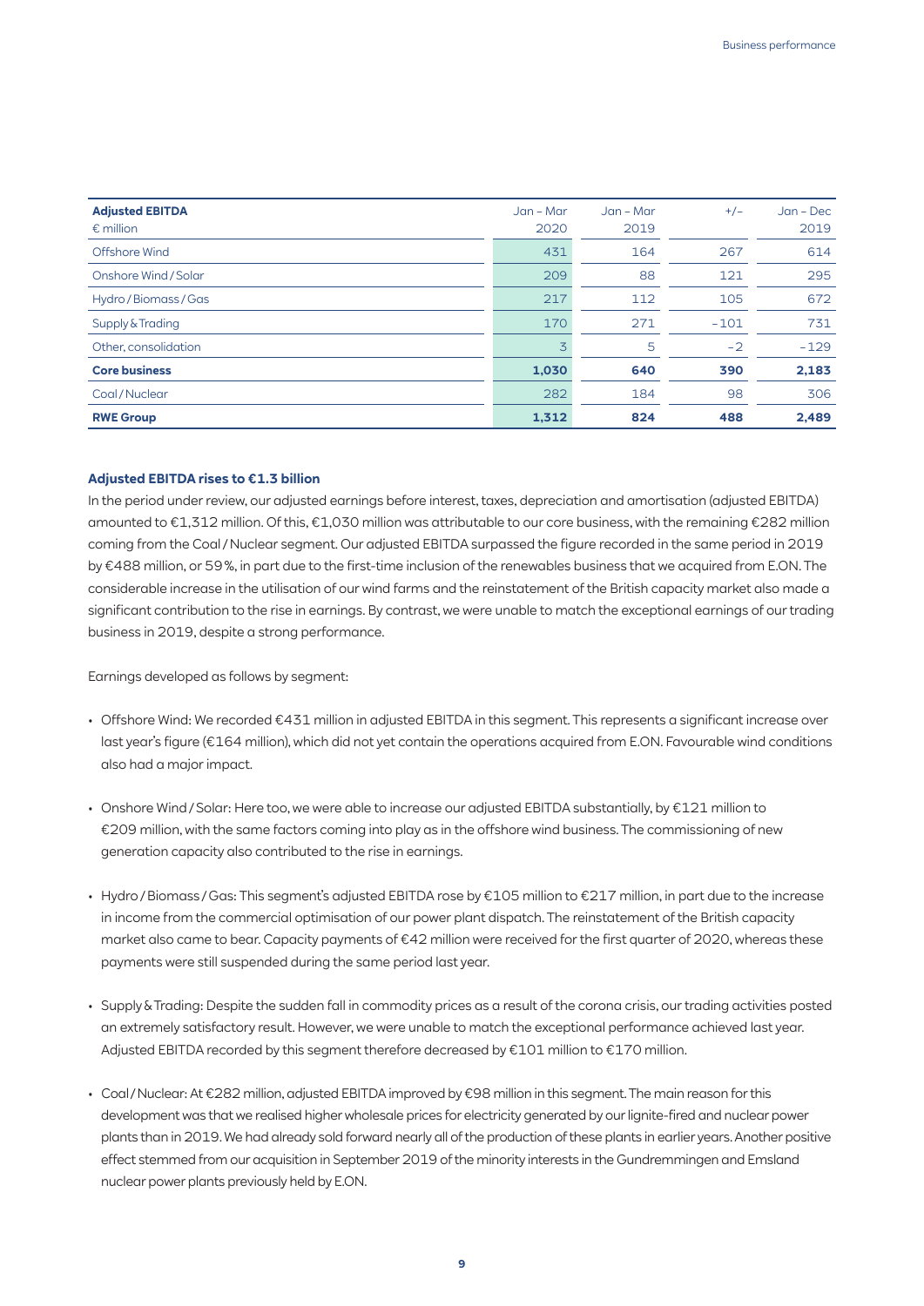| Adjusted EBITDA<br>€ million | Jan – Mar<br>2020 | Jan – Mar<br>2019 | +/– | Jan – Dec<br>2019 |
|---|---|---|---|---|
| Offshore Wind | 431 | 164 | 267 | 614 |
| Onshore Wind / Solar | 209 | 88 | 121 | 295 |
| Hydro / Biomass / Gas | 217 | 112 | 105 | 672 |
| Supply & Trading | 170 | 271 | –101 | 731 |
| Other, consolidation | 3 | 5 | –2 | –129 |
| **Core business** | **1,030** | **640** | **390** | **2,183** |
| Coal / Nuclear | 282 | 184 | 98 | 306 |
| **RWE Group** | **1,312** | **824** | **488** | **2,489** |

### Adjusted EBITDA rises to €1.3 billion

In the period under review, our adjusted earnings before interest, taxes, depreciation and amortisation (adjusted EBITDA) amounted to €1,312 million. Of this, €1,030 million was attributable to our core business, with the remaining €282 million coming from the Coal / Nuclear segment. Our adjusted EBITDA surpassed the figure recorded in the same period in 2019 by €488 million, or 59 %, in part due to the first-time inclusion of the renewables business that we acquired from E.ON. The considerable increase in the utilisation of our wind farms and the reinstatement of the British capacity market also made a significant contribution to the rise in earnings. By contrast, we were unable to match the exceptional earnings of our trading business in 2019, despite a strong performance.

Earnings developed as follows by segment:

- Offshore Wind: We recorded €431 million in adjusted EBITDA in this segment. This represents a significant increase over last year's figure (€164 million), which did not yet contain the operations acquired from E.ON. Favourable wind conditions also had a major impact.
- Onshore Wind / Solar: Here too, we were able to increase our adjusted EBITDA substantially, by €121 million to €209 million, with the same factors coming into play as in the offshore wind business. The commissioning of new generation capacity also contributed to the rise in earnings.
- Hydro / Biomass / Gas: This segment's adjusted EBITDA rose by €105 million to €217 million, in part due to the increase in income from the commercial optimisation of our power plant dispatch. The reinstatement of the British capacity market also came to bear. Capacity payments of €42 million were received for the first quarter of 2020, whereas these payments were still suspended during the same period last year.
- Supply & Trading: Despite the sudden fall in commodity prices as a result of the corona crisis, our trading activities posted an extremely satisfactory result. However, we were unable to match the exceptional performance achieved last year. Adjusted EBITDA recorded by this segment therefore decreased by €101 million to €170 million.
- Coal / Nuclear: At €282 million, adjusted EBITDA improved by €98 million in this segment. The main reason for this development was that we realised higher wholesale prices for electricity generated by our lignite-fired and nuclear power plants than in 2019. We had already sold forward nearly all of the production of these plants in earlier years. Another positive effect stemmed from our acquisition in September 2019 of the minority interests in the Gundremmingen and Emsland nuclear power plants previously held by E.ON.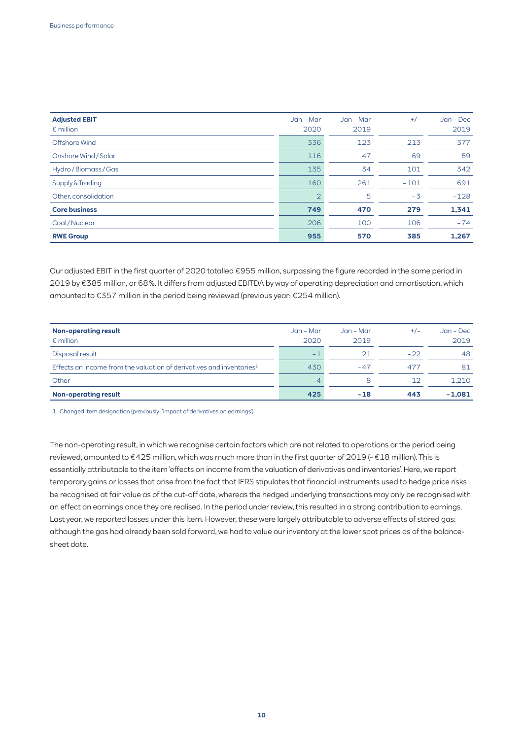| **Adjusted EBIT**<br>€ million | Jan – Mar<br>2020 | Jan – Mar<br>2019 | +/– | Jan – Dec<br>2019 |
|---|---|---|---|---|
| Offshore Wind | 336 | 123 | 213 | 377 |
| Onshore Wind / Solar | 116 | 47 | 69 | 59 |
| Hydro / Biomass / Gas | 135 | 34 | 101 | 342 |
| Supply & Trading | 160 | 261 | –101 | 691 |
| Other, consolidation | 2 | 5 | –3 | –128 |
| **Core business** | **749** | **470** | **279** | **1,341** |
| Coal / Nuclear | 206 | 100 | 106 | –74 |
| **RWE Group** | **955** | **570** | **385** | **1,267** |

Our adjusted EBIT in the first quarter of 2020 totalled €955 million, surpassing the figure recorded in the same period in 2019 by €385 million, or 68 %. It differs from adjusted EBITDA by way of operating depreciation and amortisation, which amounted to €357 million in the period being reviewed (previous year: €254 million).

| **Non-operating result**<br>€ million | Jan – Mar<br>2020 | Jan – Mar<br>2019 | +/– | Jan – Dec<br>2019 |
|---|---|---|---|---|
| Disposal result | –1 | 21 | –22 | 48 |
| Effects on income from the valuation of derivatives and inventories[1] | 430 | –47 | 477 | 81 |
| Other | –4 | 8 | –12 | –1,210 |
| **Non-operating result** | **425** | **–18** | **443** | **–1,081** |

1 Changed item designation (previously: 'impact of derivatives on earnings').

The non-operating result, in which we recognise certain factors which are not related to operations or the period being reviewed, amounted to €425 million, which was much more than in the first quarter of 2019 (– €18 million). This is essentially attributable to the item 'effects on income from the valuation of derivatives and inventories'. Here, we report temporary gains or losses that arise from the fact that IFRS stipulates that financial instruments used to hedge price risks be recognised at fair value as of the cut-off date, whereas the hedged underlying transactions may only be recognised with an effect on earnings once they are realised. In the period under review, this resulted in a strong contribution to earnings. Last year, we reported losses under this item. However, these were largely attributable to adverse effects of stored gas: although the gas had already been sold forward, we had to value our inventory at the lower spot prices as of the balance-sheet date.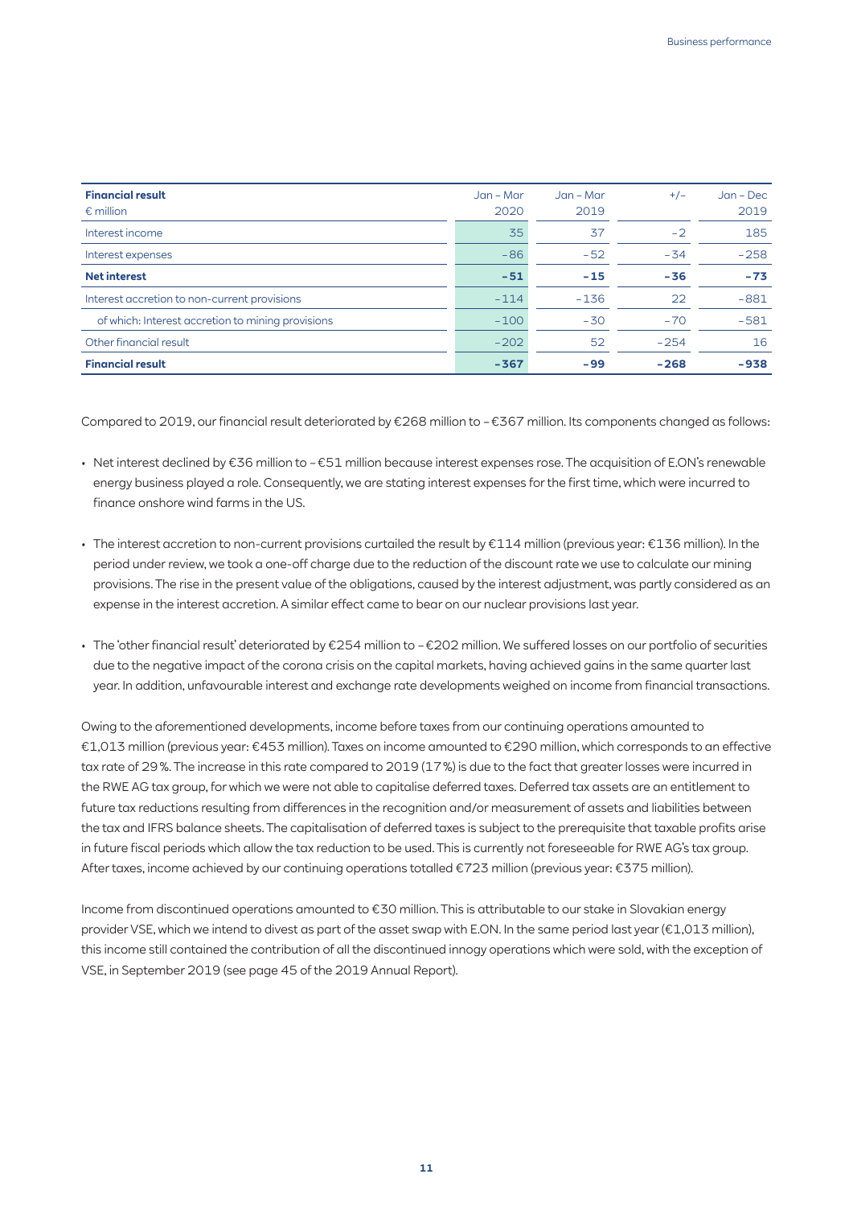| **Financial result**<br>€ million | Jan – Mar 2020 | Jan – Mar 2019 | +/– | Jan – Dec 2019 |
|---|---|---|---|---|
| Interest income | 35 | 37 | –2 | 185 |
| Interest expenses | –86 | –52 | –34 | –258 |
| **Net interest** | **–51** | **–15** | **–36** | **–73** |
| Interest accretion to non-current provisions | –114 | –136 | 22 | –881 |
| of which: Interest accretion to mining provisions | –100 | –30 | –70 | –581 |
| Other financial result | –202 | 52 | –254 | 16 |
| **Financial result** | **–367** | **–99** | **–268** | **–938** |

Compared to 2019, our financial result deteriorated by €268 million to –€367 million. Its components changed as follows:

- Net interest declined by €36 million to –€51 million because interest expenses rose. The acquisition of E.ON's renewable energy business played a role. Consequently, we are stating interest expenses for the first time, which were incurred to finance onshore wind farms in the US.
- The interest accretion to non-current provisions curtailed the result by €114 million (previous year: €136 million). In the period under review, we took a one-off charge due to the reduction of the discount rate we use to calculate our mining provisions. The rise in the present value of the obligations, caused by the interest adjustment, was partly considered as an expense in the interest accretion. A similar effect came to bear on our nuclear provisions last year.
- The 'other financial result' deteriorated by €254 million to –€202 million. We suffered losses on our portfolio of securities due to the negative impact of the corona crisis on the capital markets, having achieved gains in the same quarter last year. In addition, unfavourable interest and exchange rate developments weighed on income from financial transactions.

Owing to the aforementioned developments, income before taxes from our continuing operations amounted to €1,013 million (previous year: €453 million). Taxes on income amounted to €290 million, which corresponds to an effective tax rate of 29%. The increase in this rate compared to 2019 (17%) is due to the fact that greater losses were incurred in the RWE AG tax group, for which we were not able to capitalise deferred taxes. Deferred tax assets are an entitlement to future tax reductions resulting from differences in the recognition and/or measurement of assets and liabilities between the tax and IFRS balance sheets. The capitalisation of deferred taxes is subject to the prerequisite that taxable profits arise in future fiscal periods which allow the tax reduction to be used. This is currently not foreseeable for RWE AG's tax group. After taxes, income achieved by our continuing operations totalled €723 million (previous year: €375 million).

Income from discontinued operations amounted to €30 million. This is attributable to our stake in Slovakian energy provider VSE, which we intend to divest as part of the asset swap with E.ON. In the same period last year (€1,013 million), this income still contained the contribution of all the discontinued innogy operations which were sold, with the exception of VSE, in September 2019 (see page 45 of the 2019 Annual Report).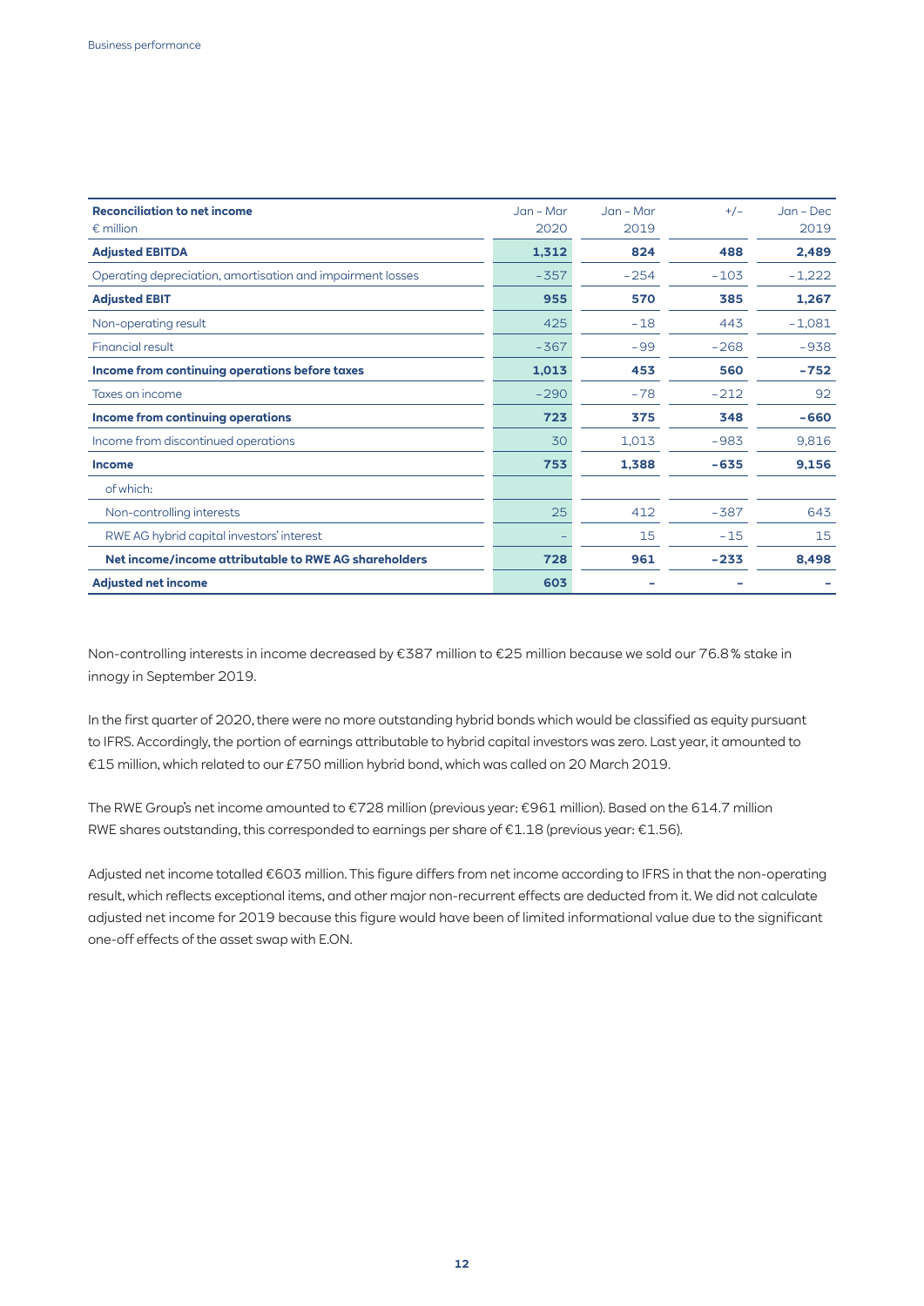| Reconciliation to net income<br>€ million | Jan – Mar<br>2020 | Jan – Mar<br>2019 | +/– | Jan – Dec<br>2019 |
|---|---|---|---|---|
| **Adjusted EBITDA** | **1,312** | **824** | **488** | **2,489** |
| Operating depreciation, amortisation and impairment losses | -357 | -254 | -103 | -1,222 |
| **Adjusted EBIT** | **955** | **570** | **385** | **1,267** |
| Non-operating result | 425 | -18 | 443 | -1,081 |
| Financial result | -367 | -99 | -268 | -938 |
| **Income from continuing operations before taxes** | **1,013** | **453** | **560** | **-752** |
| Taxes on income | -290 | -78 | -212 | 92 |
| **Income from continuing operations** | **723** | **375** | **348** | **-660** |
| Income from discontinued operations | 30 | 1,013 | -983 | 9,816 |
| **Income** | **753** | **1,388** | **-635** | **9,156** |
| of which: | | | | |
| Non-controlling interests | 25 | 412 | -387 | 643 |
| RWE AG hybrid capital investors' interest | – | 15 | -15 | 15 |
| **Net income/income attributable to RWE AG shareholders** | **728** | **961** | **-233** | **8,498** |
| **Adjusted net income** | **603** | – | – | – |

Non-controlling interests in income decreased by €387 million to €25 million because we sold our 76.8% stake in innogy in September 2019.

In the first quarter of 2020, there were no more outstanding hybrid bonds which would be classified as equity pursuant to IFRS. Accordingly, the portion of earnings attributable to hybrid capital investors was zero. Last year, it amounted to €15 million, which related to our £750 million hybrid bond, which was called on 20 March 2019.

The RWE Group's net income amounted to €728 million (previous year: €961 million). Based on the 614.7 million RWE shares outstanding, this corresponded to earnings per share of €1.18 (previous year: €1.56).

Adjusted net income totalled €603 million. This figure differs from net income according to IFRS in that the non-operating result, which reflects exceptional items, and other major non-recurrent effects are deducted from it. We did not calculate adjusted net income for 2019 because this figure would have been of limited informational value due to the significant one-off effects of the asset swap with E.ON.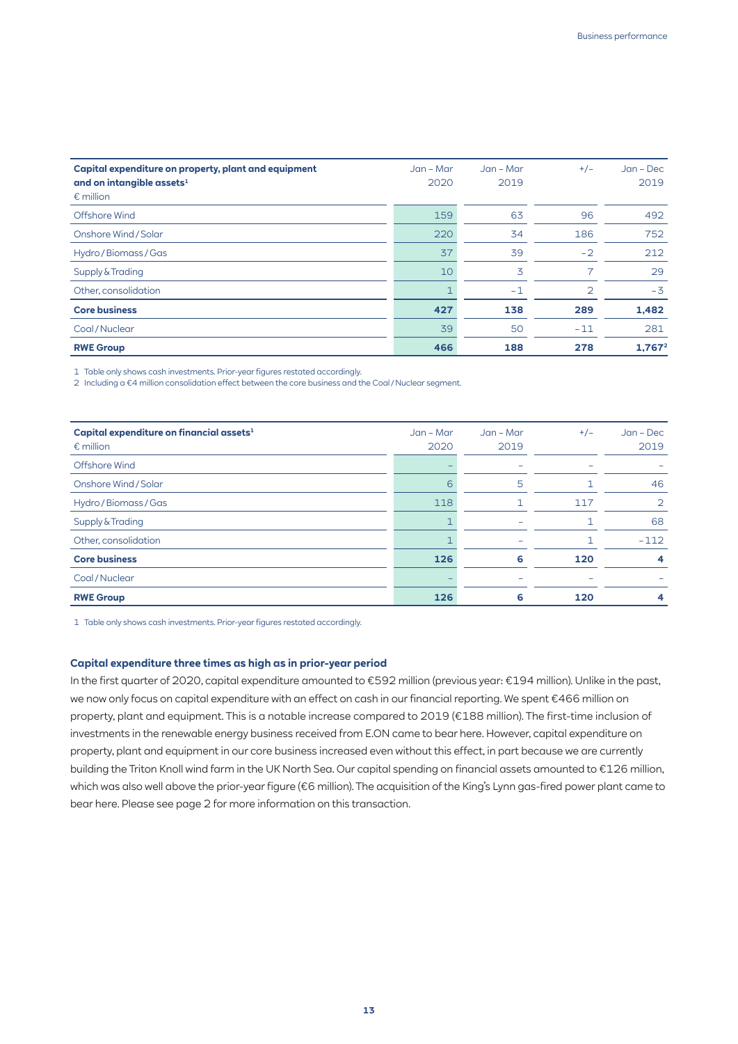| Capital expenditure on property, plant and equipment and on intangible assets[1] € million | Jan – Mar 2020 | Jan – Mar 2019 | +/– | Jan – Dec 2019 |
|---|---|---|---|---|
| Offshore Wind | 159 | 63 | 96 | 492 |
| Onshore Wind / Solar | 220 | 34 | 186 | 752 |
| Hydro / Biomass / Gas | 37 | 39 | –2 | 212 |
| Supply & Trading | 10 | 3 | 7 | 29 |
| Other, consolidation | 1 | –1 | 2 | –3 |
| **Core business** | **427** | **138** | **289** | **1,482** |
| Coal / Nuclear | 39 | 50 | –11 | 281 |
| **RWE Group** | **466** | **188** | **278** | **1,767[2]** |

1 Table only shows cash investments. Prior-year figures restated accordingly.
2 Including a €4 million consolidation effect between the core business and the Coal / Nuclear segment.

| Capital expenditure on financial assets[1] € million | Jan – Mar 2020 | Jan – Mar 2019 | +/– | Jan – Dec 2019 |
|---|---|---|---|---|
| Offshore Wind | – | – | – | – |
| Onshore Wind / Solar | 6 | 5 | 1 | 46 |
| Hydro / Biomass / Gas | 118 | 1 | 117 | 2 |
| Supply & Trading | 1 | – | 1 | 68 |
| Other, consolidation | 1 | – | 1 | –112 |
| **Core business** | **126** | **6** | **120** | **4** |
| Coal / Nuclear | – | – | – | – |
| **RWE Group** | **126** | **6** | **120** | **4** |

1 Table only shows cash investments. Prior-year figures restated accordingly.

### Capital expenditure three times as high as in prior-year period

In the first quarter of 2020, capital expenditure amounted to €592 million (previous year: €194 million). Unlike in the past, we now only focus on capital expenditure with an effect on cash in our financial reporting. We spent €466 million on property, plant and equipment. This is a notable increase compared to 2019 (€188 million). The first-time inclusion of investments in the renewable energy business received from E.ON came to bear here. However, capital expenditure on property, plant and equipment in our core business increased even without this effect, in part because we are currently building the Triton Knoll wind farm in the UK North Sea. Our capital spending on financial assets amounted to €126 million, which was also well above the prior-year figure (€6 million). The acquisition of the King's Lynn gas-fired power plant came to bear here. Please see page 2 for more information on this transaction.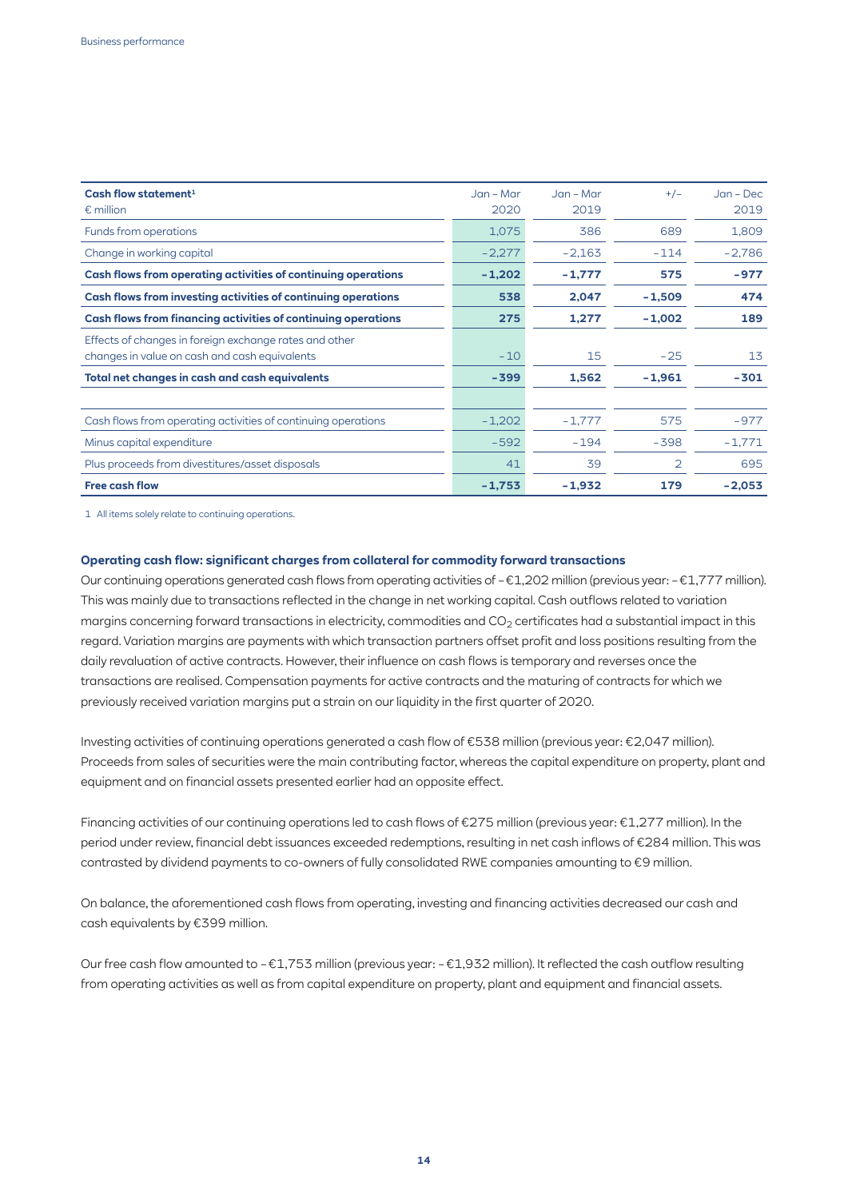| Cash flow statement[1] € million | Jan – Mar 2020 | Jan – Mar 2019 | +/– | Jan – Dec 2019 |
|---|---|---|---|---|
| Funds from operations | 1,075 | 386 | 689 | 1,809 |
| Change in working capital | –2,277 | –2,163 | –114 | –2,786 |
| **Cash flows from operating activities of continuing operations** | **–1,202** | **–1,777** | **575** | **–977** |
| **Cash flows from investing activities of continuing operations** | **538** | **2,047** | **–1,509** | **474** |
| **Cash flows from financing activities of continuing operations** | **275** | **1,277** | **–1,002** | **189** |
| Effects of changes in foreign exchange rates and other changes in value on cash and cash equivalents | –10 | 15 | –25 | 13 |
| **Total net changes in cash and cash equivalents** | **–399** | **1,562** | **–1,961** | **–301** |
| | | | | |
| Cash flows from operating activities of continuing operations | –1,202 | –1,777 | 575 | –977 |
| Minus capital expenditure | –592 | –194 | –398 | –1,771 |
| Plus proceeds from divestitures/asset disposals | 41 | 39 | 2 | 695 |
| **Free cash flow** | **–1,753** | **–1,932** | **179** | **–2,053** |

1 All items solely relate to continuing operations.

**Operating cash flow: significant charges from collateral for commodity forward transactions**

Our continuing operations generated cash flows from operating activities of –€1,202 million (previous year: –€1,777 million). This was mainly due to transactions reflected in the change in net working capital. Cash outflows related to variation margins concerning forward transactions in electricity, commodities and $CO_2$ certificates had a substantial impact in this regard. Variation margins are payments with which transaction partners offset profit and loss positions resulting from the daily revaluation of active contracts. However, their influence on cash flows is temporary and reverses once the transactions are realised. Compensation payments for active contracts and the maturing of contracts for which we previously received variation margins put a strain on our liquidity in the first quarter of 2020.

Investing activities of continuing operations generated a cash flow of €538 million (previous year: €2,047 million). Proceeds from sales of securities were the main contributing factor, whereas the capital expenditure on property, plant and equipment and on financial assets presented earlier had an opposite effect.

Financing activities of our continuing operations led to cash flows of €275 million (previous year: €1,277 million). In the period under review, financial debt issuances exceeded redemptions, resulting in net cash inflows of €284 million. This was contrasted by dividend payments to co-owners of fully consolidated RWE companies amounting to €9 million.

On balance, the aforementioned cash flows from operating, investing and financing activities decreased our cash and cash equivalents by €399 million.

Our free cash flow amounted to –€1,753 million (previous year: –€1,932 million). It reflected the cash outflow resulting from operating activities as well as from capital expenditure on property, plant and equipment and financial assets.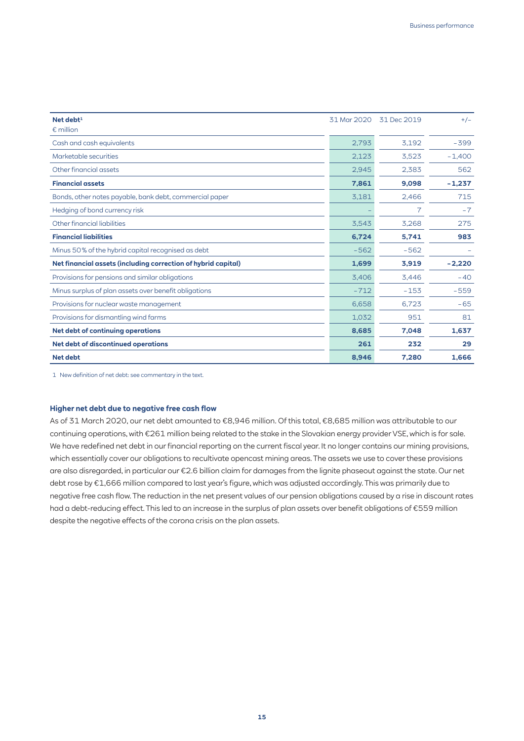| Net debt[1]<br>€ million | 31 Mar 2020 | 31 Dec 2019 | +/– |
|---|---|---|---|
| Cash and cash equivalents | 2,793 | 3,192 | –399 |
| Marketable securities | 2,123 | 3,523 | –1,400 |
| Other financial assets | 2,945 | 2,383 | 562 |
| **Financial assets** | **7,861** | **9,098** | **–1,237** |
| Bonds, other notes payable, bank debt, commercial paper | 3,181 | 2,466 | 715 |
| Hedging of bond currency risk | – | 7 | –7 |
| Other financial liabilities | 3,543 | 3,268 | 275 |
| **Financial liabilities** | **6,724** | **5,741** | **983** |
| Minus 50% of the hybrid capital recognised as debt | –562 | –562 | – |
| **Net financial assets (including correction of hybrid capital)** | **1,699** | **3,919** | **–2,220** |
| Provisions for pensions and similar obligations | 3,406 | 3,446 | –40 |
| Minus surplus of plan assets over benefit obligations | –712 | –153 | –559 |
| Provisions for nuclear waste management | 6,658 | 6,723 | –65 |
| Provisions for dismantling wind farms | 1,032 | 951 | 81 |
| **Net debt of continuing operations** | **8,685** | **7,048** | **1,637** |
| **Net debt of discontinued operations** | **261** | **232** | **29** |
| **Net debt** | **8,946** | **7,280** | **1,666** |

1 New definition of net debt: see commentary in the text.

#### Higher net debt due to negative free cash flow

As of 31 March 2020, our net debt amounted to €8,946 million. Of this total, €8,685 million was attributable to our continuing operations, with €261 million being related to the stake in the Slovakian energy provider VSE, which is for sale. We have redefined net debt in our financial reporting on the current fiscal year. It no longer contains our mining provisions, which essentially cover our obligations to recultivate opencast mining areas. The assets we use to cover these provisions are also disregarded, in particular our €2.6 billion claim for damages from the lignite phaseout against the state. Our net debt rose by €1,666 million compared to last year's figure, which was adjusted accordingly. This was primarily due to negative free cash flow. The reduction in the net present values of our pension obligations caused by a rise in discount rates had a debt-reducing effect. This led to an increase in the surplus of plan assets over benefit obligations of €559 million despite the negative effects of the corona crisis on the plan assets.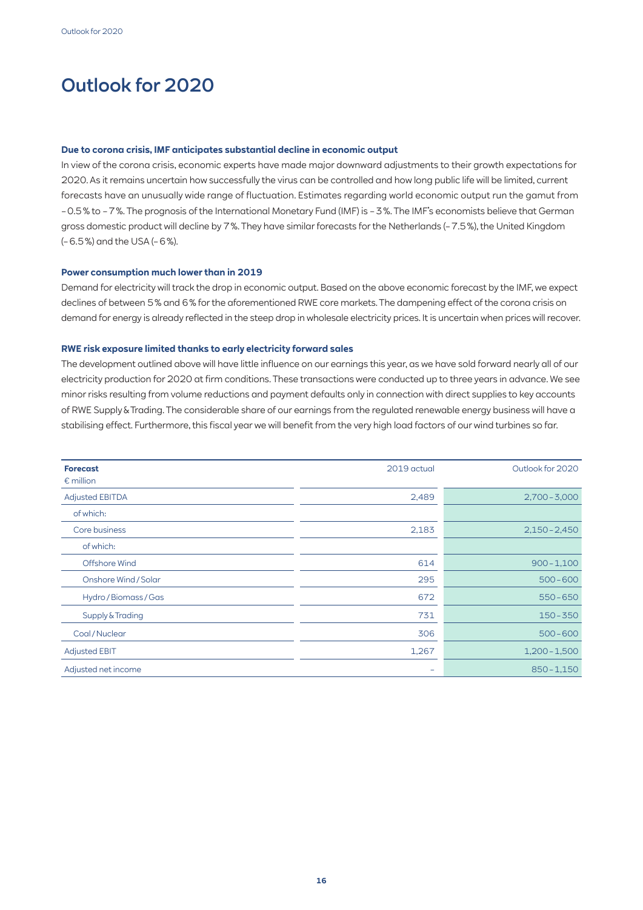# Outlook for 2020

### Due to corona crisis, IMF anticipates substantial decline in economic output

In view of the corona crisis, economic experts have made major downward adjustments to their growth expectations for 2020. As it remains uncertain how successfully the virus can be controlled and how long public life will be limited, current forecasts have an unusually wide range of fluctuation. Estimates regarding world economic output run the gamut from – 0.5 % to – 7 %. The prognosis of the International Monetary Fund (IMF) is – 3 %. The IMF's economists believe that German gross domestic product will decline by 7 %. They have similar forecasts for the Netherlands (– 7.5 %), the United Kingdom (– 6.5 %) and the USA (– 6 %).

### Power consumption much lower than in 2019

Demand for electricity will track the drop in economic output. Based on the above economic forecast by the IMF, we expect declines of between 5 % and 6 % for the aforementioned RWE core markets. The dampening effect of the corona crisis on demand for energy is already reflected in the steep drop in wholesale electricity prices. It is uncertain when prices will recover.

### RWE risk exposure limited thanks to early electricity forward sales

The development outlined above will have little influence on our earnings this year, as we have sold forward nearly all of our electricity production for 2020 at firm conditions. These transactions were conducted up to three years in advance. We see minor risks resulting from volume reductions and payment defaults only in connection with direct supplies to key accounts of RWE Supply & Trading. The considerable share of our earnings from the regulated renewable energy business will have a stabilising effect. Furthermore, this fiscal year we will benefit from the very high load factors of our wind turbines so far.

| **Forecast**<br>€ million | 2019 actual | Outlook for 2020 |
|---|---|---|
| Adjusted EBITDA | 2,489 | 2,700 – 3,000 |
| of which: | | |
| Core business | 2,183 | 2,150 – 2,450 |
| of which: | | |
| Offshore Wind | 614 | 900 – 1,100 |
| Onshore Wind / Solar | 295 | 500 – 600 |
| Hydro / Biomass / Gas | 672 | 550 – 650 |
| Supply & Trading | 731 | 150 – 350 |
| Coal / Nuclear | 306 | 500 – 600 |
| Adjusted EBIT | 1,267 | 1,200 – 1,500 |
| Adjusted net income | – | 850 – 1,150 |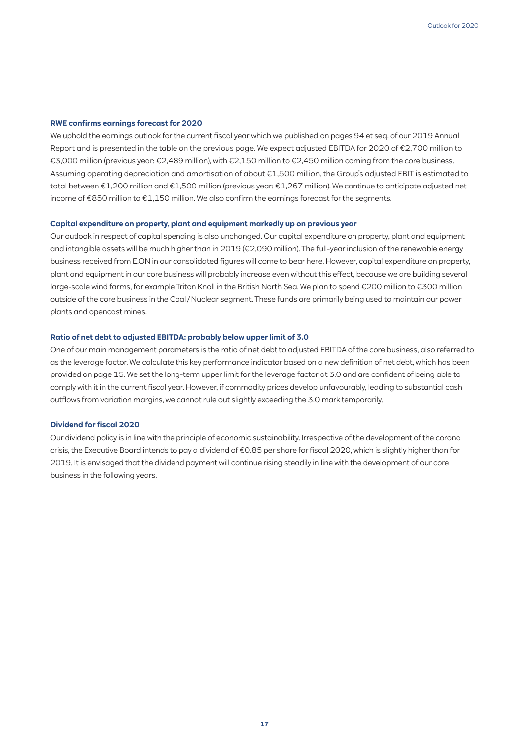### RWE confirms earnings forecast for 2020

We uphold the earnings outlook for the current fiscal year which we published on pages 94 et seq. of our 2019 Annual Report and is presented in the table on the previous page. We expect adjusted EBITDA for 2020 of €2,700 million to €3,000 million (previous year: €2,489 million), with €2,150 million to €2,450 million coming from the core business. Assuming operating depreciation and amortisation of about €1,500 million, the Group's adjusted EBIT is estimated to total between €1,200 million and €1,500 million (previous year: €1,267 million). We continue to anticipate adjusted net income of €850 million to €1,150 million. We also confirm the earnings forecast for the segments.

### Capital expenditure on property, plant and equipment markedly up on previous year

Our outlook in respect of capital spending is also unchanged. Our capital expenditure on property, plant and equipment and intangible assets will be much higher than in 2019 (€2,090 million). The full-year inclusion of the renewable energy business received from E.ON in our consolidated figures will come to bear here. However, capital expenditure on property, plant and equipment in our core business will probably increase even without this effect, because we are building several large-scale wind farms, for example Triton Knoll in the British North Sea. We plan to spend €200 million to €300 million outside of the core business in the Coal / Nuclear segment. These funds are primarily being used to maintain our power plants and opencast mines.

### Ratio of net debt to adjusted EBITDA: probably below upper limit of 3.0

One of our main management parameters is the ratio of net debt to adjusted EBITDA of the core business, also referred to as the leverage factor. We calculate this key performance indicator based on a new definition of net debt, which has been provided on page 15. We set the long-term upper limit for the leverage factor at 3.0 and are confident of being able to comply with it in the current fiscal year. However, if commodity prices develop unfavourably, leading to substantial cash outflows from variation margins, we cannot rule out slightly exceeding the 3.0 mark temporarily.

### Dividend for fiscal 2020

Our dividend policy is in line with the principle of economic sustainability. Irrespective of the development of the corona crisis, the Executive Board intends to pay a dividend of €0.85 per share for fiscal 2020, which is slightly higher than for 2019. It is envisaged that the dividend payment will continue rising steadily in line with the development of our core business in the following years.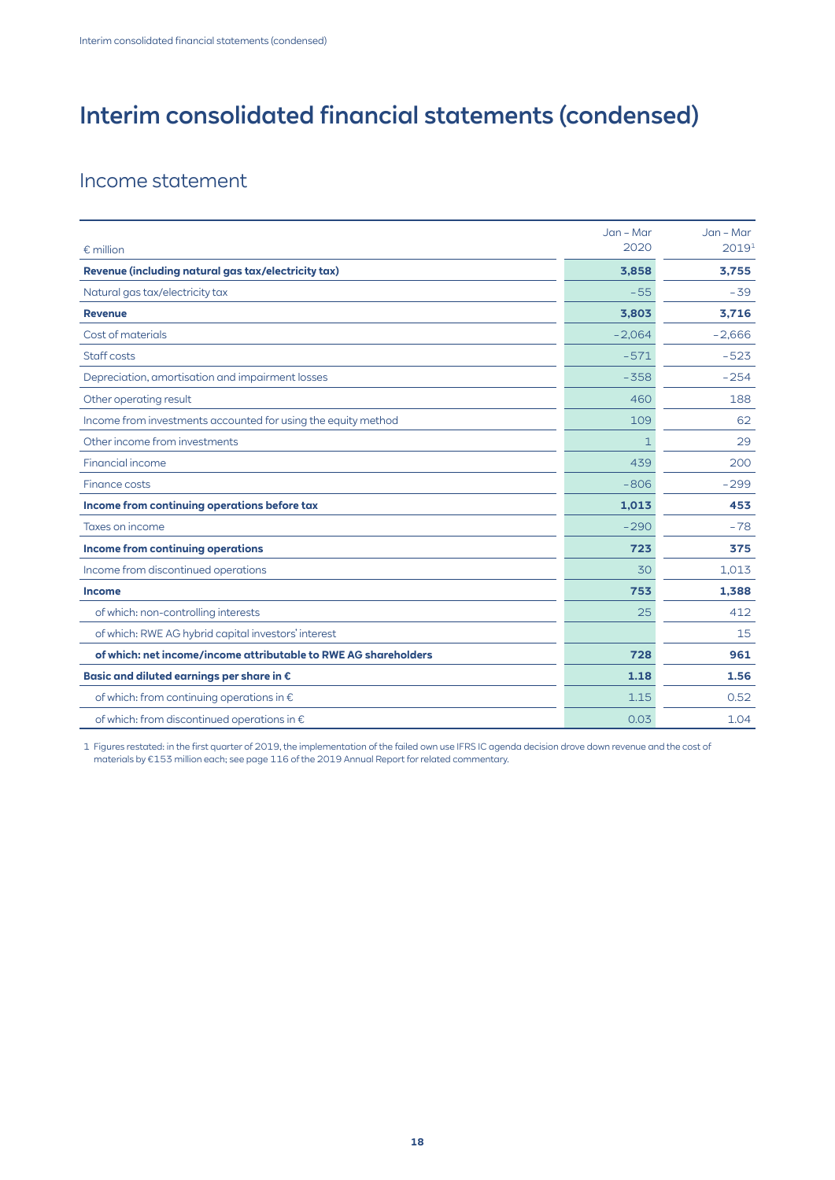# Interim consolidated financial statements (condensed)

## Income statement

| € million | Jan – Mar 2020 | Jan – Mar 2019[1] |
|---|---|---|
| **Revenue (including natural gas tax/electricity tax)** | **3,858** | **3,755** |
| Natural gas tax/electricity tax | −55 | −39 |
| **Revenue** | **3,803** | **3,716** |
| Cost of materials | −2,064 | −2,666 |
| Staff costs | −571 | −523 |
| Depreciation, amortisation and impairment losses | −358 | −254 |
| Other operating result | 460 | 188 |
| Income from investments accounted for using the equity method | 109 | 62 |
| Other income from investments | 1 | 29 |
| Financial income | 439 | 200 |
| Finance costs | −806 | −299 |
| **Income from continuing operations before tax** | **1,013** | **453** |
| Taxes on income | −290 | −78 |
| **Income from continuing operations** | **723** | **375** |
| Income from discontinued operations | 30 | 1,013 |
| **Income** | **753** | **1,388** |
| of which: non-controlling interests | 25 | 412 |
| of which: RWE AG hybrid capital investors' interest | | 15 |
| **of which: net income/income attributable to RWE AG shareholders** | **728** | **961** |
| **Basic and diluted earnings per share in €** | **1.18** | **1.56** |
| of which: from continuing operations in € | 1.15 | 0.52 |
| of which: from discontinued operations in € | 0.03 | 1.04 |

1 Figures restated: in the first quarter of 2019, the implementation of the failed own use IFRS IC agenda decision drove down revenue and the cost of materials by €153 million each; see page 116 of the 2019 Annual Report for related commentary.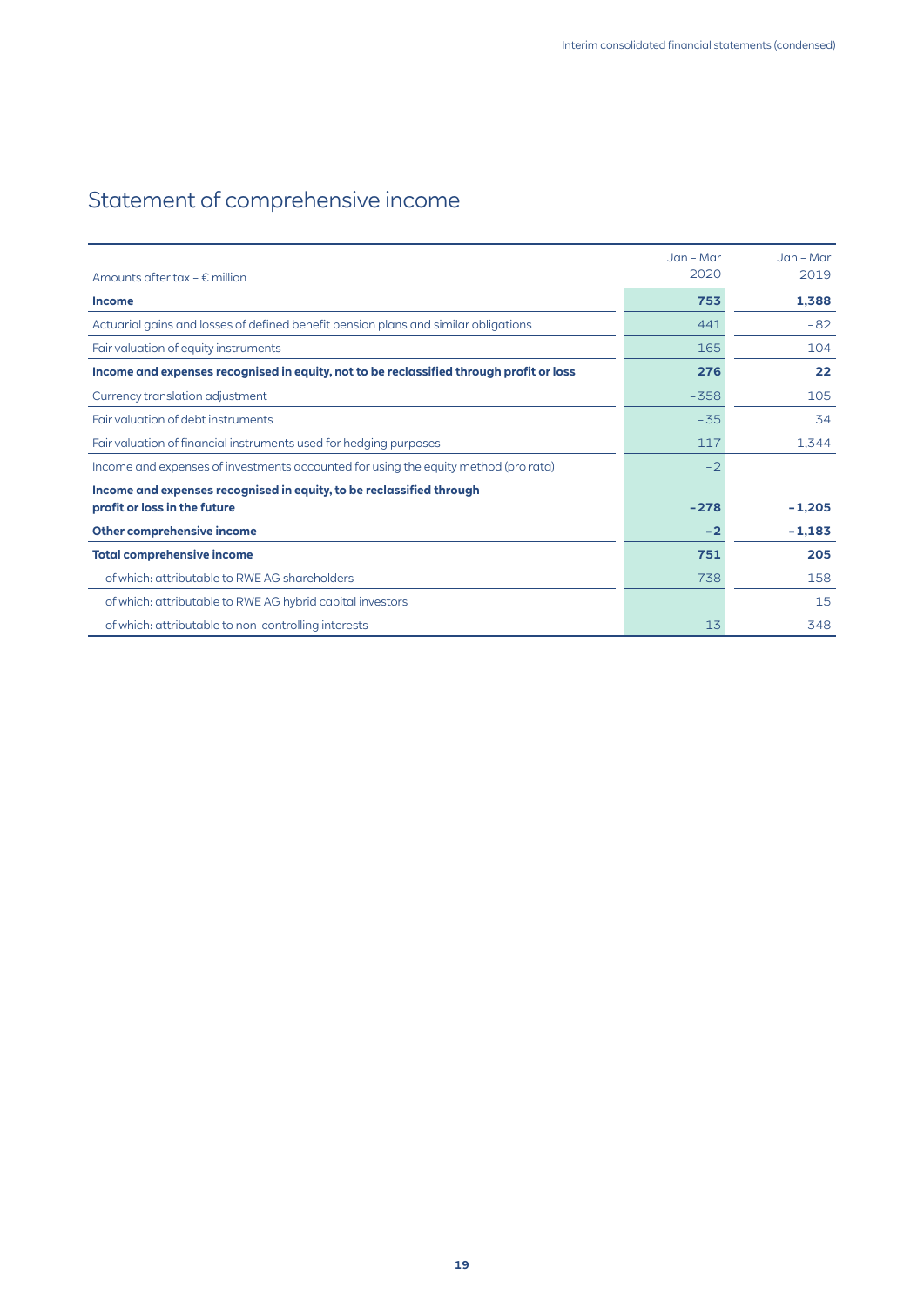# Statement of comprehensive income

| Amounts after tax – € million | Jan – Mar 2020 | Jan – Mar 2019 |
|---|---|---|
| **Income** | **753** | **1,388** |
| Actuarial gains and losses of defined benefit pension plans and similar obligations | 441 | -82 |
| Fair valuation of equity instruments | -165 | 104 |
| **Income and expenses recognised in equity, not to be reclassified through profit or loss** | **276** | **22** |
| Currency translation adjustment | -358 | 105 |
| Fair valuation of debt instruments | -35 | 34 |
| Fair valuation of financial instruments used for hedging purposes | 117 | -1,344 |
| Income and expenses of investments accounted for using the equity method (pro rata) | -2 | |
| **Income and expenses recognised in equity, to be reclassified through profit or loss in the future** | **-278** | **-1,205** |
| **Other comprehensive income** | **-2** | **-1,183** |
| **Total comprehensive income** | **751** | **205** |
| of which: attributable to RWE AG shareholders | 738 | -158 |
| of which: attributable to RWE AG hybrid capital investors | | 15 |
| of which: attributable to non-controlling interests | 13 | 348 |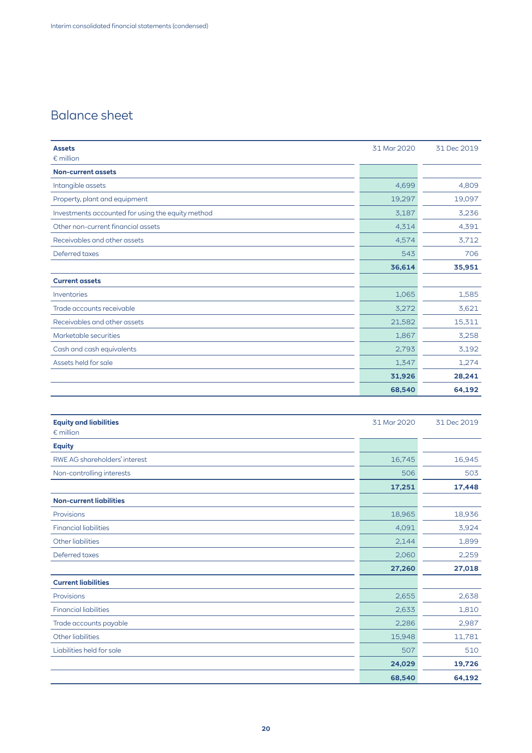## Balance sheet

| Assets<br>€ million | 31 Mar 2020 | 31 Dec 2019 |
|---|---|---|
| **Non-current assets** | | |
| Intangible assets | 4,699 | 4,809 |
| Property, plant and equipment | 19,297 | 19,097 |
| Investments accounted for using the equity method | 3,187 | 3,236 |
| Other non-current financial assets | 4,314 | 4,391 |
| Receivables and other assets | 4,574 | 3,712 |
| Deferred taxes | 543 | 706 |
| | **36,614** | **35,951** |
| **Current assets** | | |
| Inventories | 1,065 | 1,585 |
| Trade accounts receivable | 3,272 | 3,621 |
| Receivables and other assets | 21,582 | 15,311 |
| Marketable securities | 1,867 | 3,258 |
| Cash and cash equivalents | 2,793 | 3,192 |
| Assets held for sale | 1,347 | 1,274 |
| | **31,926** | **28,241** |
| | **68,540** | **64,192** |

| Equity and liabilities<br>€ million | 31 Mar 2020 | 31 Dec 2019 |
|---|---|---|
| **Equity** | | |
| RWE AG shareholders' interest | 16,745 | 16,945 |
| Non-controlling interests | 506 | 503 |
| | **17,251** | **17,448** |
| **Non-current liabilities** | | |
| Provisions | 18,965 | 18,936 |
| Financial liabilities | 4,091 | 3,924 |
| Other liabilities | 2,144 | 1,899 |
| Deferred taxes | 2,060 | 2,259 |
| | **27,260** | **27,018** |
| **Current liabilities** | | |
| Provisions | 2,655 | 2,638 |
| Financial liabilities | 2,633 | 1,810 |
| Trade accounts payable | 2,286 | 2,987 |
| Other liabilities | 15,948 | 11,781 |
| Liabilities held for sale | 507 | 510 |
| | **24,029** | **19,726** |
| | **68,540** | **64,192** |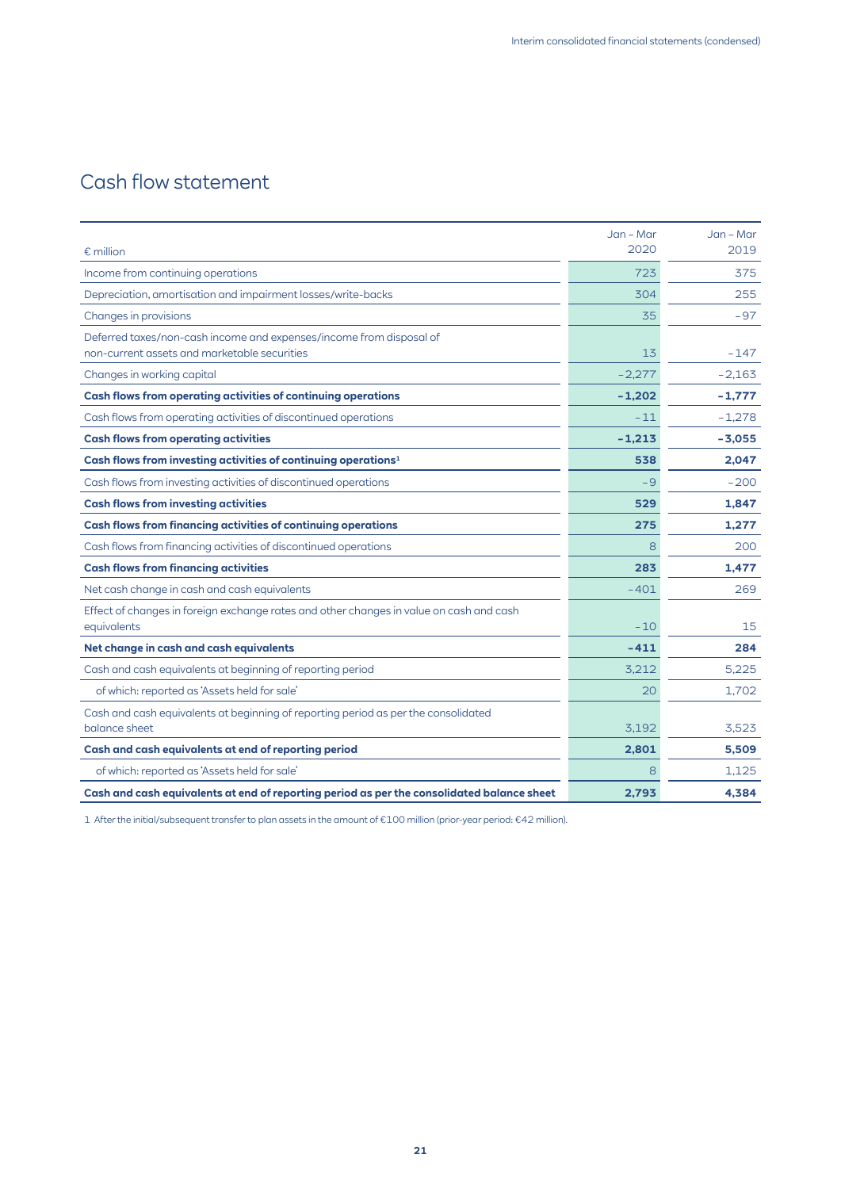# Cash flow statement

| € million | Jan – Mar 2020 | Jan – Mar 2019 |
|---|---|---|
| Income from continuing operations | 723 | 375 |
| Depreciation, amortisation and impairment losses/write-backs | 304 | 255 |
| Changes in provisions | 35 | −97 |
| Deferred taxes/non-cash income and expenses/income from disposal of non-current assets and marketable securities | 13 | −147 |
| Changes in working capital | −2,277 | −2,163 |
| **Cash flows from operating activities of continuing operations** | **−1,202** | **−1,777** |
| Cash flows from operating activities of discontinued operations | −11 | −1,278 |
| **Cash flows from operating activities** | **−1,213** | **−3,055** |
| **Cash flows from investing activities of continuing operations**[1] | **538** | **2,047** |
| Cash flows from investing activities of discontinued operations | −9 | −200 |
| **Cash flows from investing activities** | **529** | **1,847** |
| **Cash flows from financing activities of continuing operations** | **275** | **1,277** |
| Cash flows from financing activities of discontinued operations | 8 | 200 |
| **Cash flows from financing activities** | **283** | **1,477** |
| Net cash change in cash and cash equivalents | −401 | 269 |
| Effect of changes in foreign exchange rates and other changes in value on cash and cash equivalents | −10 | 15 |
| **Net change in cash and cash equivalents** | **−411** | **284** |
| Cash and cash equivalents at beginning of reporting period | 3,212 | 5,225 |
| of which: reported as 'Assets held for sale' | 20 | 1,702 |
| Cash and cash equivalents at beginning of reporting period as per the consolidated balance sheet | 3,192 | 3,523 |
| **Cash and cash equivalents at end of reporting period** | **2,801** | **5,509** |
| of which: reported as 'Assets held for sale' | 8 | 1,125 |
| **Cash and cash equivalents at end of reporting period as per the consolidated balance sheet** | **2,793** | **4,384** |

1 After the initial/subsequent transfer to plan assets in the amount of €100 million (prior-year period: €42 million).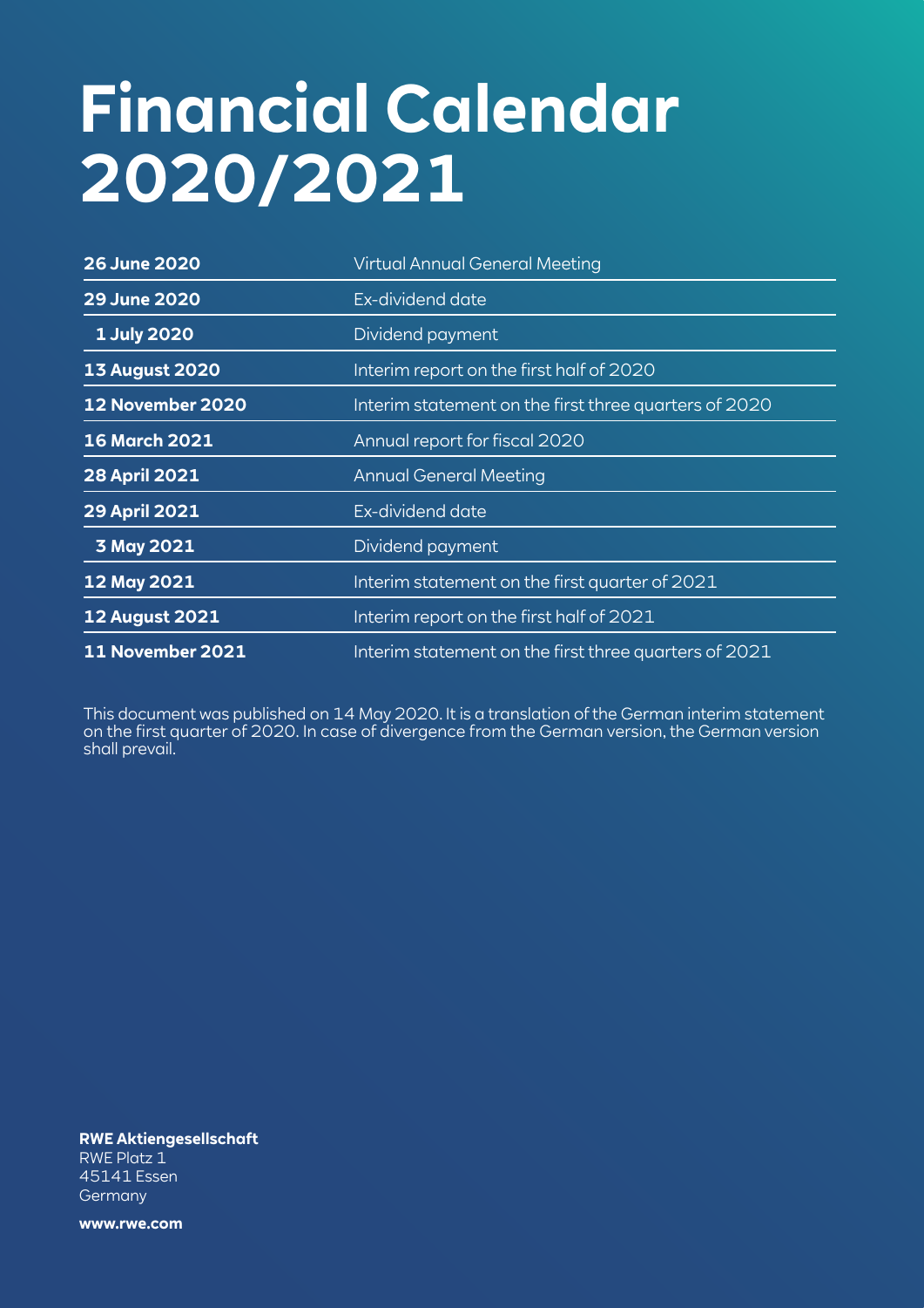# Financial Calendar 2020/2021

| | |
|---|---|
| **26 June 2020** | Virtual Annual General Meeting |
| **29 June 2020** | Ex-dividend date |
| **1 July 2020** | Dividend payment |
| **13 August 2020** | Interim report on the first half of 2020 |
| **12 November 2020** | Interim statement on the first three quarters of 2020 |
| **16 March 2021** | Annual report for fiscal 2020 |
| **28 April 2021** | Annual General Meeting |
| **29 April 2021** | Ex-dividend date |
| **3 May 2021** | Dividend payment |
| **12 May 2021** | Interim statement on the first quarter of 2021 |
| **12 August 2021** | Interim report on the first half of 2021 |
| **11 November 2021** | Interim statement on the first three quarters of 2021 |

This document was published on 14 May 2020. It is a translation of the German interim statement on the first quarter of 2020. In case of divergence from the German version, the German version shall prevail.

**RWE Aktiengesellschaft**
RWE Platz 1
45141 Essen
Germany

**www.rwe.com**